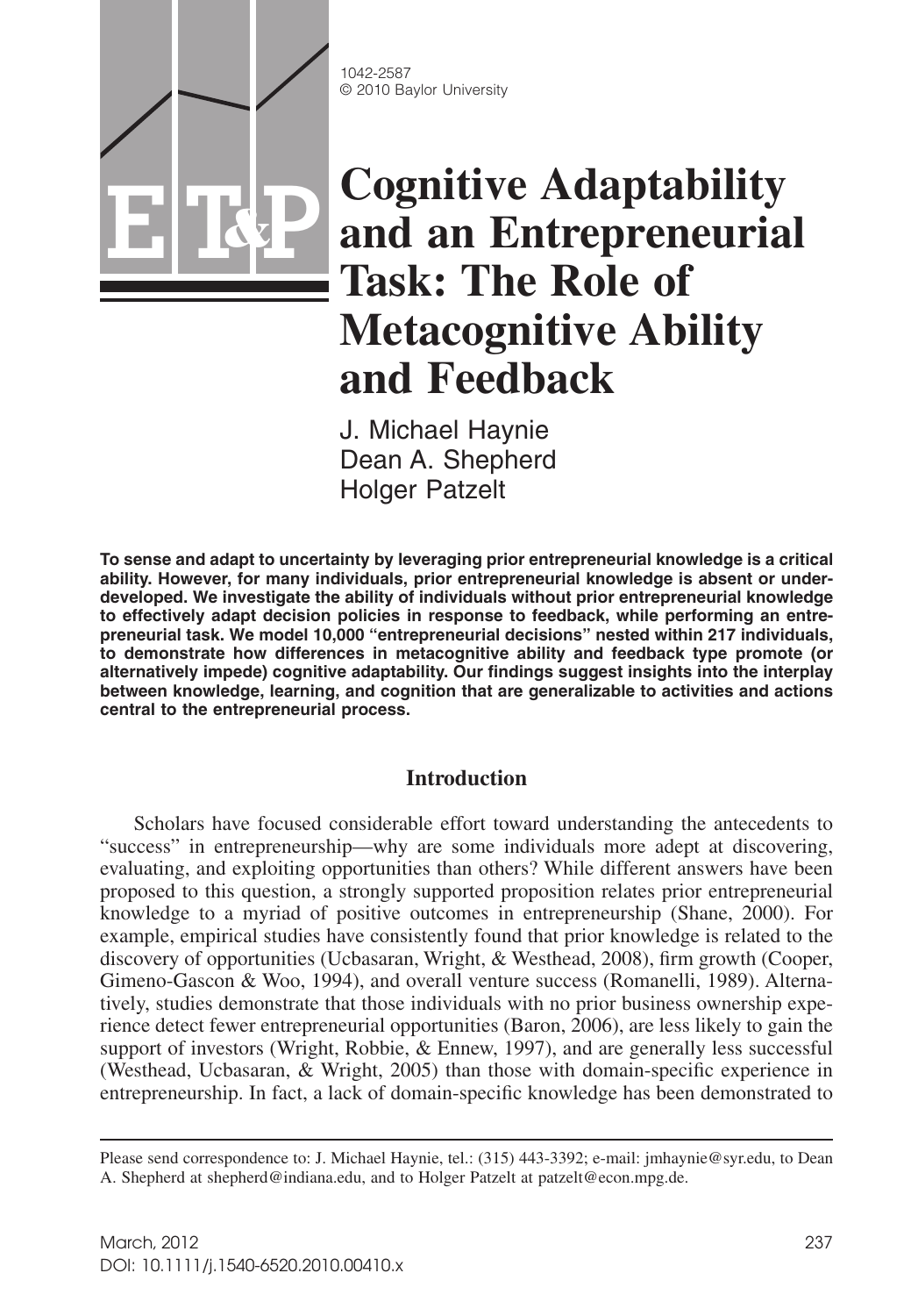1042-2587
© 2010 Baylor University

# Cognitive Adaptability and an Entrepreneurial Task: The Role of Metacognitive Ability and Feedback

J. Michael Haynie
Dean A. Shepherd
Holger Patzelt

**To sense and adapt to uncertainty by leveraging prior entrepreneurial knowledge is a critical ability. However, for many individuals, prior entrepreneurial knowledge is absent or underdeveloped. We investigate the ability of individuals without prior entrepreneurial knowledge to effectively adapt decision policies in response to feedback, while performing an entrepreneurial task. We model 10,000 "entrepreneurial decisions" nested within 217 individuals, to demonstrate how differences in metacognitive ability and feedback type promote (or alternatively impede) cognitive adaptability. Our findings suggest insights into the interplay between knowledge, learning, and cognition that are generalizable to activities and actions central to the entrepreneurial process.**

## Introduction

Scholars have focused considerable effort toward understanding the antecedents to "success" in entrepreneurship—why are some individuals more adept at discovering, evaluating, and exploiting opportunities than others? While different answers have been proposed to this question, a strongly supported proposition relates prior entrepreneurial knowledge to a myriad of positive outcomes in entrepreneurship (Shane, 2000). For example, empirical studies have consistently found that prior knowledge is related to the discovery of opportunities (Ucbasaran, Wright, & Westhead, 2008), firm growth (Cooper, Gimeno-Gascon & Woo, 1994), and overall venture success (Romanelli, 1989). Alternatively, studies demonstrate that those individuals with no prior business ownership experience detect fewer entrepreneurial opportunities (Baron, 2006), are less likely to gain the support of investors (Wright, Robbie, & Ennew, 1997), and are generally less successful (Westhead, Ucbasaran, & Wright, 2005) than those with domain-specific experience in entrepreneurship. In fact, a lack of domain-specific knowledge has been demonstrated to

Please send correspondence to: J. Michael Haynie, tel.: (315) 443-3392; e-mail: jmhaynie@syr.edu, to Dean A. Shepherd at shepherd@indiana.edu, and to Holger Patzelt at patzelt@econ.mpg.de.

DOI: 10.1111/j.1540-6520.2010.00410.x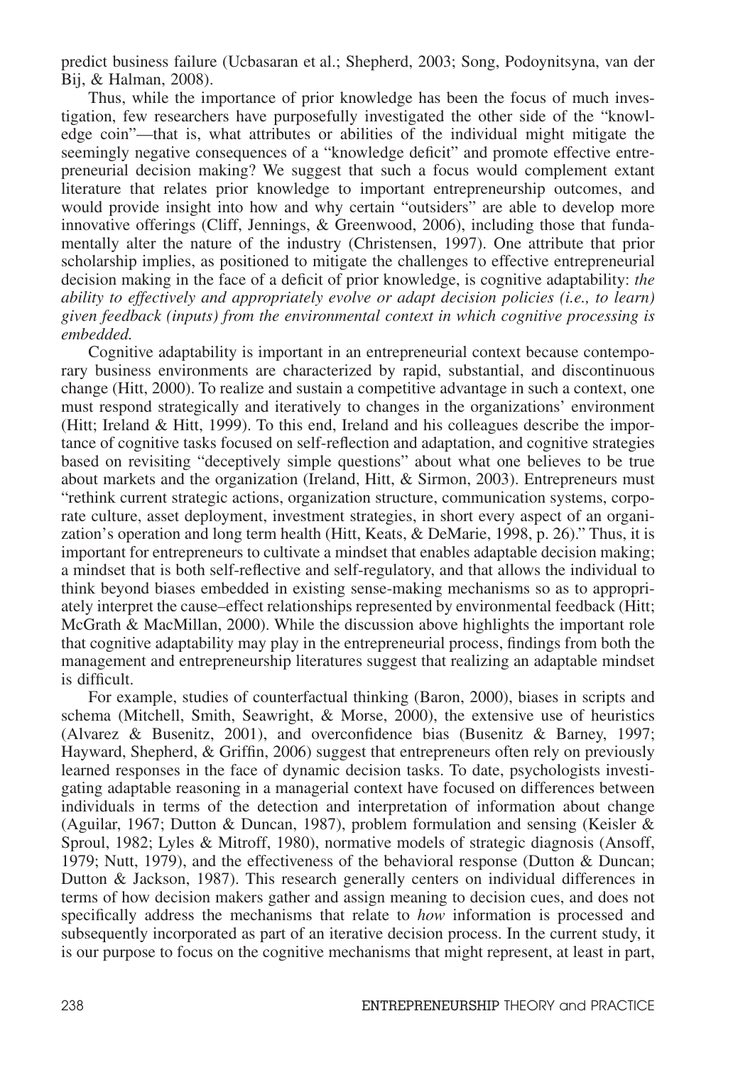predict business failure (Ucbasaran et al.; Shepherd, 2003; Song, Podoynitsyna, van der Bij, & Halman, 2008).

Thus, while the importance of prior knowledge has been the focus of much investigation, few researchers have purposefully investigated the other side of the "knowledge coin"—that is, what attributes or abilities of the individual might mitigate the seemingly negative consequences of a "knowledge deficit" and promote effective entrepreneurial decision making? We suggest that such a focus would complement extant literature that relates prior knowledge to important entrepreneurship outcomes, and would provide insight into how and why certain "outsiders" are able to develop more innovative offerings (Cliff, Jennings, & Greenwood, 2006), including those that fundamentally alter the nature of the industry (Christensen, 1997). One attribute that prior scholarship implies, as positioned to mitigate the challenges to effective entrepreneurial decision making in the face of a deficit of prior knowledge, is cognitive adaptability: *the ability to effectively and appropriately evolve or adapt decision policies (i.e., to learn) given feedback (inputs) from the environmental context in which cognitive processing is embedded.*

Cognitive adaptability is important in an entrepreneurial context because contemporary business environments are characterized by rapid, substantial, and discontinuous change (Hitt, 2000). To realize and sustain a competitive advantage in such a context, one must respond strategically and iteratively to changes in the organizations' environment (Hitt; Ireland & Hitt, 1999). To this end, Ireland and his colleagues describe the importance of cognitive tasks focused on self-reflection and adaptation, and cognitive strategies based on revisiting "deceptively simple questions" about what one believes to be true about markets and the organization (Ireland, Hitt, & Sirmon, 2003). Entrepreneurs must "rethink current strategic actions, organization structure, communication systems, corporate culture, asset deployment, investment strategies, in short every aspect of an organization's operation and long term health (Hitt, Keats, & DeMarie, 1998, p. 26)." Thus, it is important for entrepreneurs to cultivate a mindset that enables adaptable decision making; a mindset that is both self-reflective and self-regulatory, and that allows the individual to think beyond biases embedded in existing sense-making mechanisms so as to appropriately interpret the cause–effect relationships represented by environmental feedback (Hitt; McGrath & MacMillan, 2000). While the discussion above highlights the important role that cognitive adaptability may play in the entrepreneurial process, findings from both the management and entrepreneurship literatures suggest that realizing an adaptable mindset is difficult.

For example, studies of counterfactual thinking (Baron, 2000), biases in scripts and schema (Mitchell, Smith, Seawright, & Morse, 2000), the extensive use of heuristics (Alvarez & Busenitz, 2001), and overconfidence bias (Busenitz & Barney, 1997; Hayward, Shepherd, & Griffin, 2006) suggest that entrepreneurs often rely on previously learned responses in the face of dynamic decision tasks. To date, psychologists investigating adaptable reasoning in a managerial context have focused on differences between individuals in terms of the detection and interpretation of information about change (Aguilar, 1967; Dutton & Duncan, 1987), problem formulation and sensing (Keisler & Sproul, 1982; Lyles & Mitroff, 1980), normative models of strategic diagnosis (Ansoff, 1979; Nutt, 1979), and the effectiveness of the behavioral response (Dutton & Duncan; Dutton & Jackson, 1987). This research generally centers on individual differences in terms of how decision makers gather and assign meaning to decision cues, and does not specifically address the mechanisms that relate to *how* information is processed and subsequently incorporated as part of an iterative decision process. In the current study, it is our purpose to focus on the cognitive mechanisms that might represent, at least in part,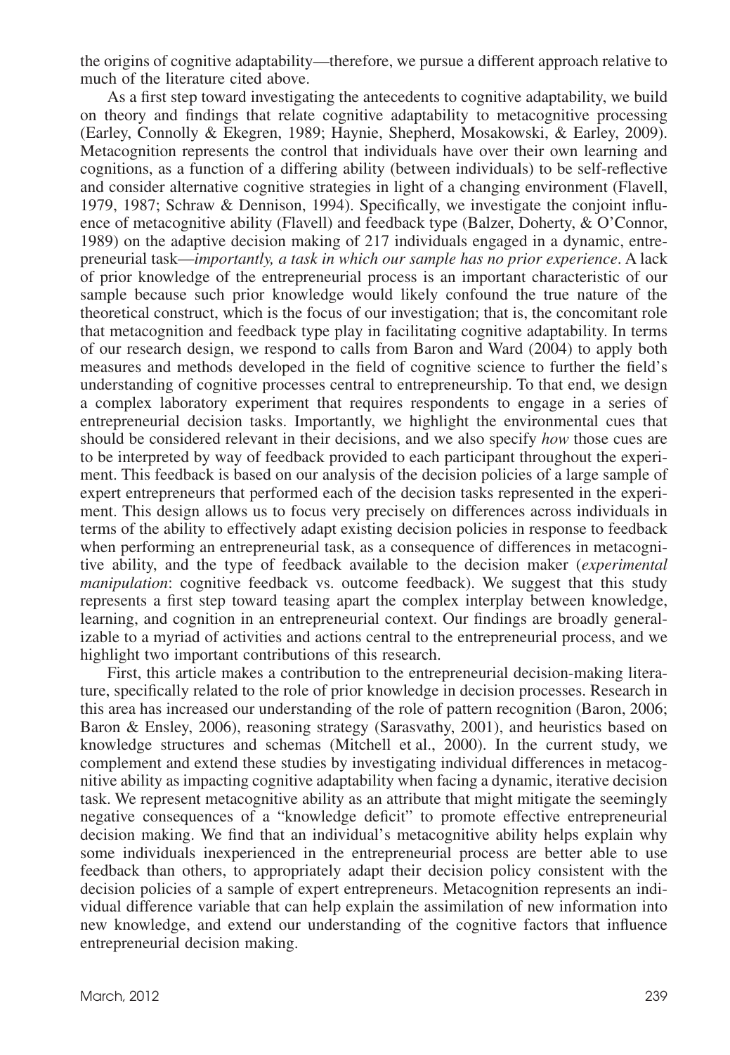the origins of cognitive adaptability—therefore, we pursue a different approach relative to much of the literature cited above.

As a first step toward investigating the antecedents to cognitive adaptability, we build on theory and findings that relate cognitive adaptability to metacognitive processing (Earley, Connolly & Ekegren, 1989; Haynie, Shepherd, Mosakowski, & Earley, 2009). Metacognition represents the control that individuals have over their own learning and cognitions, as a function of a differing ability (between individuals) to be self-reflective and consider alternative cognitive strategies in light of a changing environment (Flavell, 1979, 1987; Schraw & Dennison, 1994). Specifically, we investigate the conjoint influence of metacognitive ability (Flavell) and feedback type (Balzer, Doherty, & O'Connor, 1989) on the adaptive decision making of 217 individuals engaged in a dynamic, entrepreneurial task—*importantly, a task in which our sample has no prior experience*. A lack of prior knowledge of the entrepreneurial process is an important characteristic of our sample because such prior knowledge would likely confound the true nature of the theoretical construct, which is the focus of our investigation; that is, the concomitant role that metacognition and feedback type play in facilitating cognitive adaptability. In terms of our research design, we respond to calls from Baron and Ward (2004) to apply both measures and methods developed in the field of cognitive science to further the field's understanding of cognitive processes central to entrepreneurship. To that end, we design a complex laboratory experiment that requires respondents to engage in a series of entrepreneurial decision tasks. Importantly, we highlight the environmental cues that should be considered relevant in their decisions, and we also specify *how* those cues are to be interpreted by way of feedback provided to each participant throughout the experiment. This feedback is based on our analysis of the decision policies of a large sample of expert entrepreneurs that performed each of the decision tasks represented in the experiment. This design allows us to focus very precisely on differences across individuals in terms of the ability to effectively adapt existing decision policies in response to feedback when performing an entrepreneurial task, as a consequence of differences in metacognitive ability, and the type of feedback available to the decision maker (*experimental manipulation*: cognitive feedback vs. outcome feedback). We suggest that this study represents a first step toward teasing apart the complex interplay between knowledge, learning, and cognition in an entrepreneurial context. Our findings are broadly generalizable to a myriad of activities and actions central to the entrepreneurial process, and we highlight two important contributions of this research.

First, this article makes a contribution to the entrepreneurial decision-making literature, specifically related to the role of prior knowledge in decision processes. Research in this area has increased our understanding of the role of pattern recognition (Baron, 2006; Baron & Ensley, 2006), reasoning strategy (Sarasvathy, 2001), and heuristics based on knowledge structures and schemas (Mitchell et al., 2000). In the current study, we complement and extend these studies by investigating individual differences in metacognitive ability as impacting cognitive adaptability when facing a dynamic, iterative decision task. We represent metacognitive ability as an attribute that might mitigate the seemingly negative consequences of a "knowledge deficit" to promote effective entrepreneurial decision making. We find that an individual's metacognitive ability helps explain why some individuals inexperienced in the entrepreneurial process are better able to use feedback than others, to appropriately adapt their decision policy consistent with the decision policies of a sample of expert entrepreneurs. Metacognition represents an individual difference variable that can help explain the assimilation of new information into new knowledge, and extend our understanding of the cognitive factors that influence entrepreneurial decision making.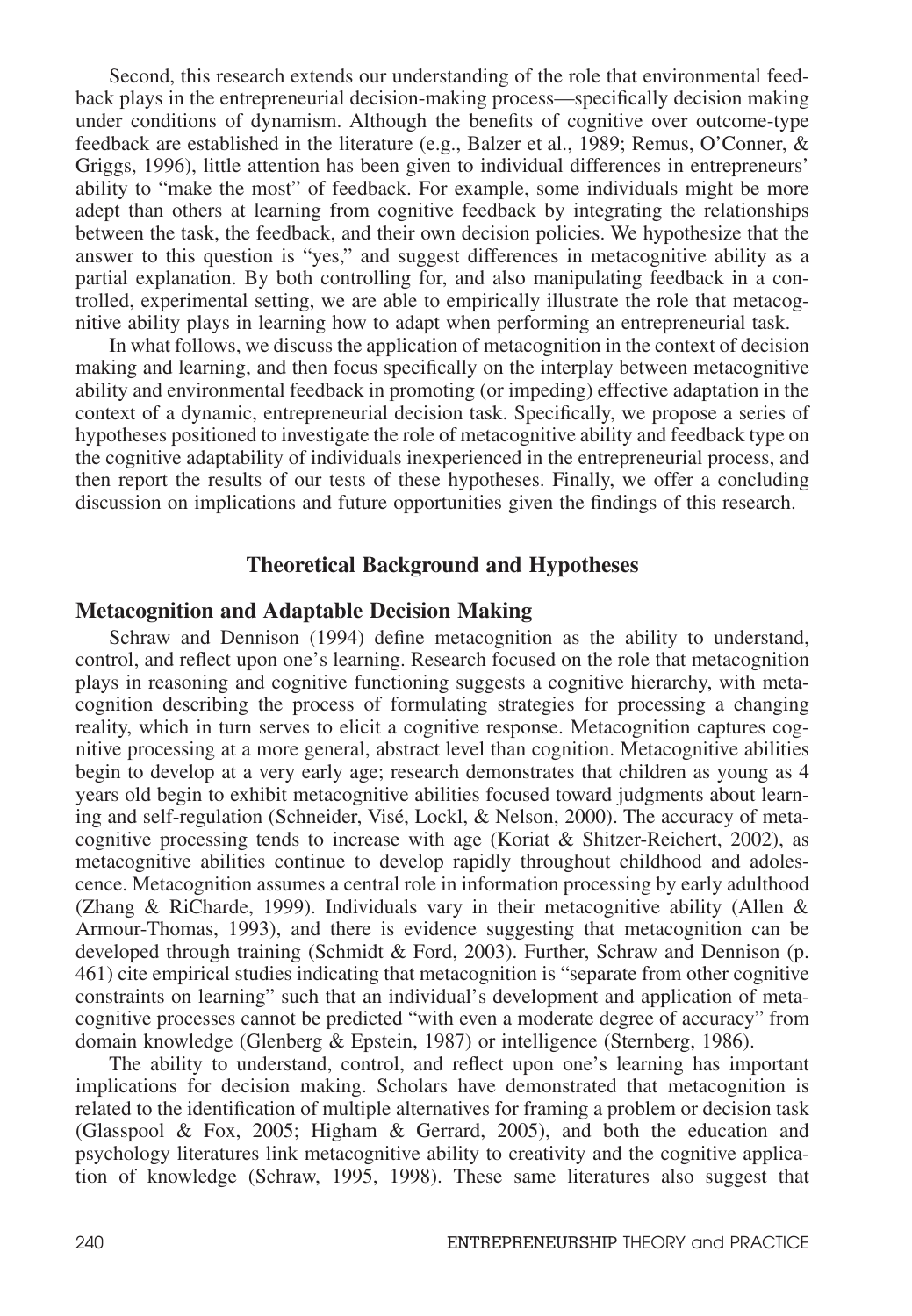Second, this research extends our understanding of the role that environmental feedback plays in the entrepreneurial decision-making process—specifically decision making under conditions of dynamism. Although the benefits of cognitive over outcome-type feedback are established in the literature (e.g., Balzer et al., 1989; Remus, O'Conner, & Griggs, 1996), little attention has been given to individual differences in entrepreneurs' ability to "make the most" of feedback. For example, some individuals might be more adept than others at learning from cognitive feedback by integrating the relationships between the task, the feedback, and their own decision policies. We hypothesize that the answer to this question is "yes," and suggest differences in metacognitive ability as a partial explanation. By both controlling for, and also manipulating feedback in a controlled, experimental setting, we are able to empirically illustrate the role that metacognitive ability plays in learning how to adapt when performing an entrepreneurial task.

In what follows, we discuss the application of metacognition in the context of decision making and learning, and then focus specifically on the interplay between metacognitive ability and environmental feedback in promoting (or impeding) effective adaptation in the context of a dynamic, entrepreneurial decision task. Specifically, we propose a series of hypotheses positioned to investigate the role of metacognitive ability and feedback type on the cognitive adaptability of individuals inexperienced in the entrepreneurial process, and then report the results of our tests of these hypotheses. Finally, we offer a concluding discussion on implications and future opportunities given the findings of this research.

## Theoretical Background and Hypotheses

### Metacognition and Adaptable Decision Making

Schraw and Dennison (1994) define metacognition as the ability to understand, control, and reflect upon one's learning. Research focused on the role that metacognition plays in reasoning and cognitive functioning suggests a cognitive hierarchy, with metacognition describing the process of formulating strategies for processing a changing reality, which in turn serves to elicit a cognitive response. Metacognition captures cognitive processing at a more general, abstract level than cognition. Metacognitive abilities begin to develop at a very early age; research demonstrates that children as young as 4 years old begin to exhibit metacognitive abilities focused toward judgments about learning and self-regulation (Schneider, Visé, Lockl, & Nelson, 2000). The accuracy of metacognitive processing tends to increase with age (Koriat & Shitzer-Reichert, 2002), as metacognitive abilities continue to develop rapidly throughout childhood and adolescence. Metacognition assumes a central role in information processing by early adulthood (Zhang & RiCharde, 1999). Individuals vary in their metacognitive ability (Allen & Armour-Thomas, 1993), and there is evidence suggesting that metacognition can be developed through training (Schmidt & Ford, 2003). Further, Schraw and Dennison (p. 461) cite empirical studies indicating that metacognition is "separate from other cognitive constraints on learning" such that an individual's development and application of metacognitive processes cannot be predicted "with even a moderate degree of accuracy" from domain knowledge (Glenberg & Epstein, 1987) or intelligence (Sternberg, 1986).

The ability to understand, control, and reflect upon one's learning has important implications for decision making. Scholars have demonstrated that metacognition is related to the identification of multiple alternatives for framing a problem or decision task (Glasspool & Fox, 2005; Higham & Gerrard, 2005), and both the education and psychology literatures link metacognitive ability to creativity and the cognitive application of knowledge (Schraw, 1995, 1998). These same literatures also suggest that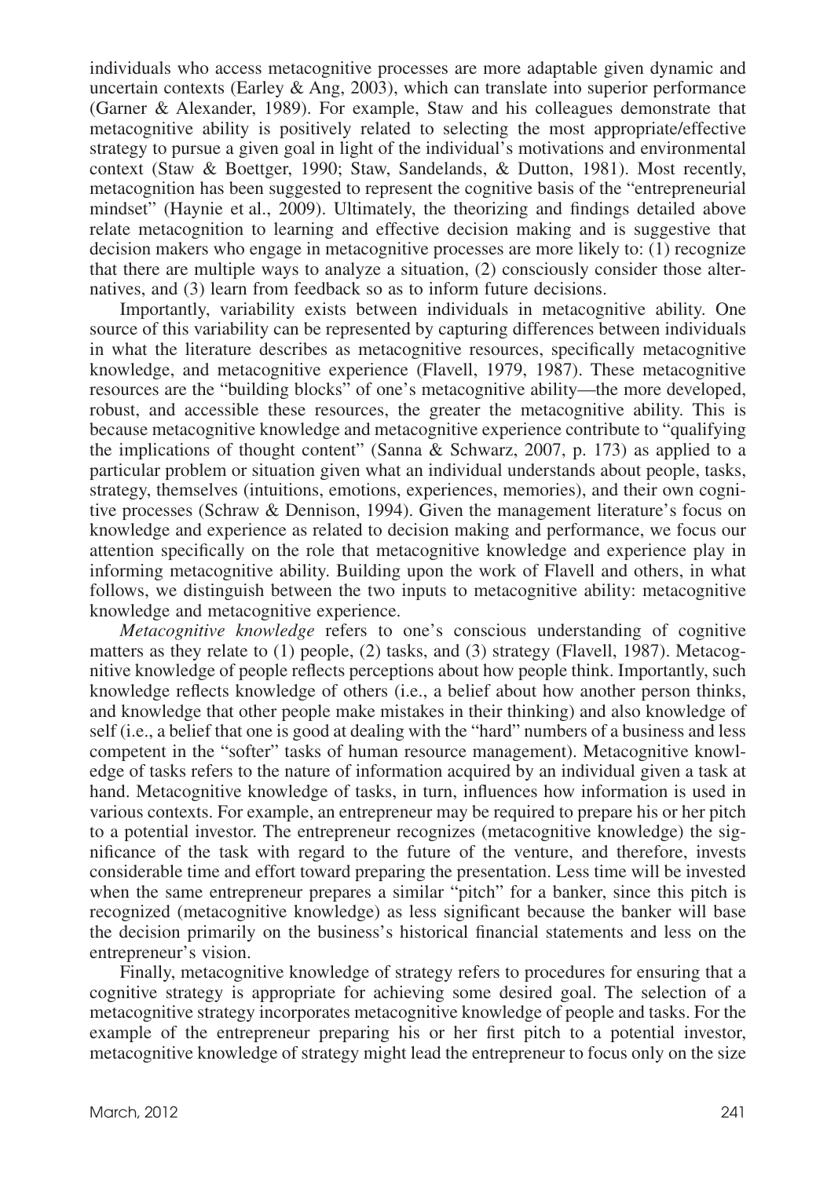individuals who access metacognitive processes are more adaptable given dynamic and uncertain contexts (Earley & Ang, 2003), which can translate into superior performance (Garner & Alexander, 1989). For example, Staw and his colleagues demonstrate that metacognitive ability is positively related to selecting the most appropriate/effective strategy to pursue a given goal in light of the individual's motivations and environmental context (Staw & Boettger, 1990; Staw, Sandelands, & Dutton, 1981). Most recently, metacognition has been suggested to represent the cognitive basis of the "entrepreneurial mindset" (Haynie et al., 2009). Ultimately, the theorizing and findings detailed above relate metacognition to learning and effective decision making and is suggestive that decision makers who engage in metacognitive processes are more likely to: (1) recognize that there are multiple ways to analyze a situation, (2) consciously consider those alternatives, and (3) learn from feedback so as to inform future decisions.

Importantly, variability exists between individuals in metacognitive ability. One source of this variability can be represented by capturing differences between individuals in what the literature describes as metacognitive resources, specifically metacognitive knowledge, and metacognitive experience (Flavell, 1979, 1987). These metacognitive resources are the "building blocks" of one's metacognitive ability—the more developed, robust, and accessible these resources, the greater the metacognitive ability. This is because metacognitive knowledge and metacognitive experience contribute to "qualifying the implications of thought content" (Sanna & Schwarz, 2007, p. 173) as applied to a particular problem or situation given what an individual understands about people, tasks, strategy, themselves (intuitions, emotions, experiences, memories), and their own cognitive processes (Schraw & Dennison, 1994). Given the management literature's focus on knowledge and experience as related to decision making and performance, we focus our attention specifically on the role that metacognitive knowledge and experience play in informing metacognitive ability. Building upon the work of Flavell and others, in what follows, we distinguish between the two inputs to metacognitive ability: metacognitive knowledge and metacognitive experience.

*Metacognitive knowledge* refers to one's conscious understanding of cognitive matters as they relate to (1) people, (2) tasks, and (3) strategy (Flavell, 1987). Metacognitive knowledge of people reflects perceptions about how people think. Importantly, such knowledge reflects knowledge of others (i.e., a belief about how another person thinks, and knowledge that other people make mistakes in their thinking) and also knowledge of self (i.e., a belief that one is good at dealing with the "hard" numbers of a business and less competent in the "softer" tasks of human resource management). Metacognitive knowledge of tasks refers to the nature of information acquired by an individual given a task at hand. Metacognitive knowledge of tasks, in turn, influences how information is used in various contexts. For example, an entrepreneur may be required to prepare his or her pitch to a potential investor. The entrepreneur recognizes (metacognitive knowledge) the significance of the task with regard to the future of the venture, and therefore, invests considerable time and effort toward preparing the presentation. Less time will be invested when the same entrepreneur prepares a similar "pitch" for a banker, since this pitch is recognized (metacognitive knowledge) as less significant because the banker will base the decision primarily on the business's historical financial statements and less on the entrepreneur's vision.

Finally, metacognitive knowledge of strategy refers to procedures for ensuring that a cognitive strategy is appropriate for achieving some desired goal. The selection of a metacognitive strategy incorporates metacognitive knowledge of people and tasks. For the example of the entrepreneur preparing his or her first pitch to a potential investor, metacognitive knowledge of strategy might lead the entrepreneur to focus only on the size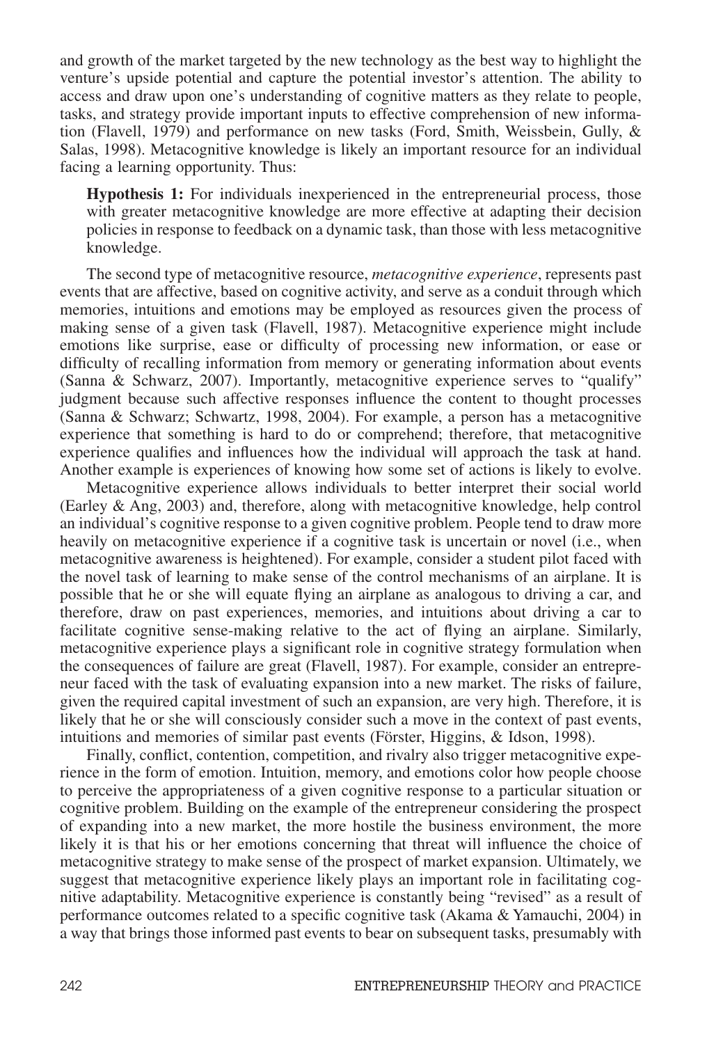and growth of the market targeted by the new technology as the best way to highlight the venture's upside potential and capture the potential investor's attention. The ability to access and draw upon one's understanding of cognitive matters as they relate to people, tasks, and strategy provide important inputs to effective comprehension of new information (Flavell, 1979) and performance on new tasks (Ford, Smith, Weissbein, Gully, & Salas, 1998). Metacognitive knowledge is likely an important resource for an individual facing a learning opportunity. Thus:

> **Hypothesis 1:** For individuals inexperienced in the entrepreneurial process, those with greater metacognitive knowledge are more effective at adapting their decision policies in response to feedback on a dynamic task, than those with less metacognitive knowledge.

The second type of metacognitive resource, *metacognitive experience*, represents past events that are affective, based on cognitive activity, and serve as a conduit through which memories, intuitions and emotions may be employed as resources given the process of making sense of a given task (Flavell, 1987). Metacognitive experience might include emotions like surprise, ease or difficulty of processing new information, or ease or difficulty of recalling information from memory or generating information about events (Sanna & Schwarz, 2007). Importantly, metacognitive experience serves to "qualify" judgment because such affective responses influence the content to thought processes (Sanna & Schwarz; Schwartz, 1998, 2004). For example, a person has a metacognitive experience that something is hard to do or comprehend; therefore, that metacognitive experience qualifies and influences how the individual will approach the task at hand. Another example is experiences of knowing how some set of actions is likely to evolve.

Metacognitive experience allows individuals to better interpret their social world (Earley & Ang, 2003) and, therefore, along with metacognitive knowledge, help control an individual's cognitive response to a given cognitive problem. People tend to draw more heavily on metacognitive experience if a cognitive task is uncertain or novel (i.e., when metacognitive awareness is heightened). For example, consider a student pilot faced with the novel task of learning to make sense of the control mechanisms of an airplane. It is possible that he or she will equate flying an airplane as analogous to driving a car, and therefore, draw on past experiences, memories, and intuitions about driving a car to facilitate cognitive sense-making relative to the act of flying an airplane. Similarly, metacognitive experience plays a significant role in cognitive strategy formulation when the consequences of failure are great (Flavell, 1987). For example, consider an entrepreneur faced with the task of evaluating expansion into a new market. The risks of failure, given the required capital investment of such an expansion, are very high. Therefore, it is likely that he or she will consciously consider such a move in the context of past events, intuitions and memories of similar past events (Förster, Higgins, & Idson, 1998).

Finally, conflict, contention, competition, and rivalry also trigger metacognitive experience in the form of emotion. Intuition, memory, and emotions color how people choose to perceive the appropriateness of a given cognitive response to a particular situation or cognitive problem. Building on the example of the entrepreneur considering the prospect of expanding into a new market, the more hostile the business environment, the more likely it is that his or her emotions concerning that threat will influence the choice of metacognitive strategy to make sense of the prospect of market expansion. Ultimately, we suggest that metacognitive experience likely plays an important role in facilitating cognitive adaptability. Metacognitive experience is constantly being "revised" as a result of performance outcomes related to a specific cognitive task (Akama & Yamauchi, 2004) in a way that brings those informed past events to bear on subsequent tasks, presumably with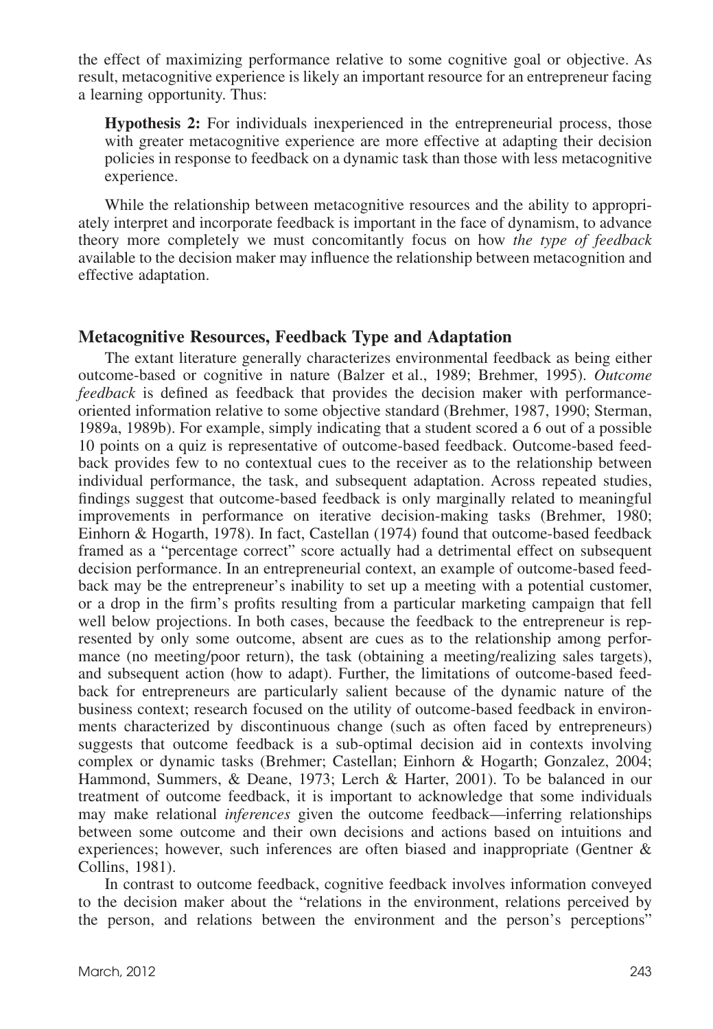the effect of maximizing performance relative to some cognitive goal or objective. As result, metacognitive experience is likely an important resource for an entrepreneur facing a learning opportunity. Thus:

> **Hypothesis 2:** For individuals inexperienced in the entrepreneurial process, those with greater metacognitive experience are more effective at adapting their decision policies in response to feedback on a dynamic task than those with less metacognitive experience.

While the relationship between metacognitive resources and the ability to appropriately interpret and incorporate feedback is important in the face of dynamism, to advance theory more completely we must concomitantly focus on how *the type of feedback* available to the decision maker may influence the relationship between metacognition and effective adaptation.

## Metacognitive Resources, Feedback Type and Adaptation

The extant literature generally characterizes environmental feedback as being either outcome-based or cognitive in nature (Balzer et al., 1989; Brehmer, 1995). *Outcome feedback* is defined as feedback that provides the decision maker with performance-oriented information relative to some objective standard (Brehmer, 1987, 1990; Sterman, 1989a, 1989b). For example, simply indicating that a student scored a 6 out of a possible 10 points on a quiz is representative of outcome-based feedback. Outcome-based feedback provides few to no contextual cues to the receiver as to the relationship between individual performance, the task, and subsequent adaptation. Across repeated studies, findings suggest that outcome-based feedback is only marginally related to meaningful improvements in performance on iterative decision-making tasks (Brehmer, 1980; Einhorn & Hogarth, 1978). In fact, Castellan (1974) found that outcome-based feedback framed as a "percentage correct" score actually had a detrimental effect on subsequent decision performance. In an entrepreneurial context, an example of outcome-based feedback may be the entrepreneur's inability to set up a meeting with a potential customer, or a drop in the firm's profits resulting from a particular marketing campaign that fell well below projections. In both cases, because the feedback to the entrepreneur is represented by only some outcome, absent are cues as to the relationship among performance (no meeting/poor return), the task (obtaining a meeting/realizing sales targets), and subsequent action (how to adapt). Further, the limitations of outcome-based feedback for entrepreneurs are particularly salient because of the dynamic nature of the business context; research focused on the utility of outcome-based feedback in environments characterized by discontinuous change (such as often faced by entrepreneurs) suggests that outcome feedback is a sub-optimal decision aid in contexts involving complex or dynamic tasks (Brehmer; Castellan; Einhorn & Hogarth; Gonzalez, 2004; Hammond, Summers, & Deane, 1973; Lerch & Harter, 2001). To be balanced in our treatment of outcome feedback, it is important to acknowledge that some individuals may make relational *inferences* given the outcome feedback—inferring relationships between some outcome and their own decisions and actions based on intuitions and experiences; however, such inferences are often biased and inappropriate (Gentner & Collins, 1981).

In contrast to outcome feedback, cognitive feedback involves information conveyed to the decision maker about the "relations in the environment, relations perceived by the person, and relations between the environment and the person's perceptions"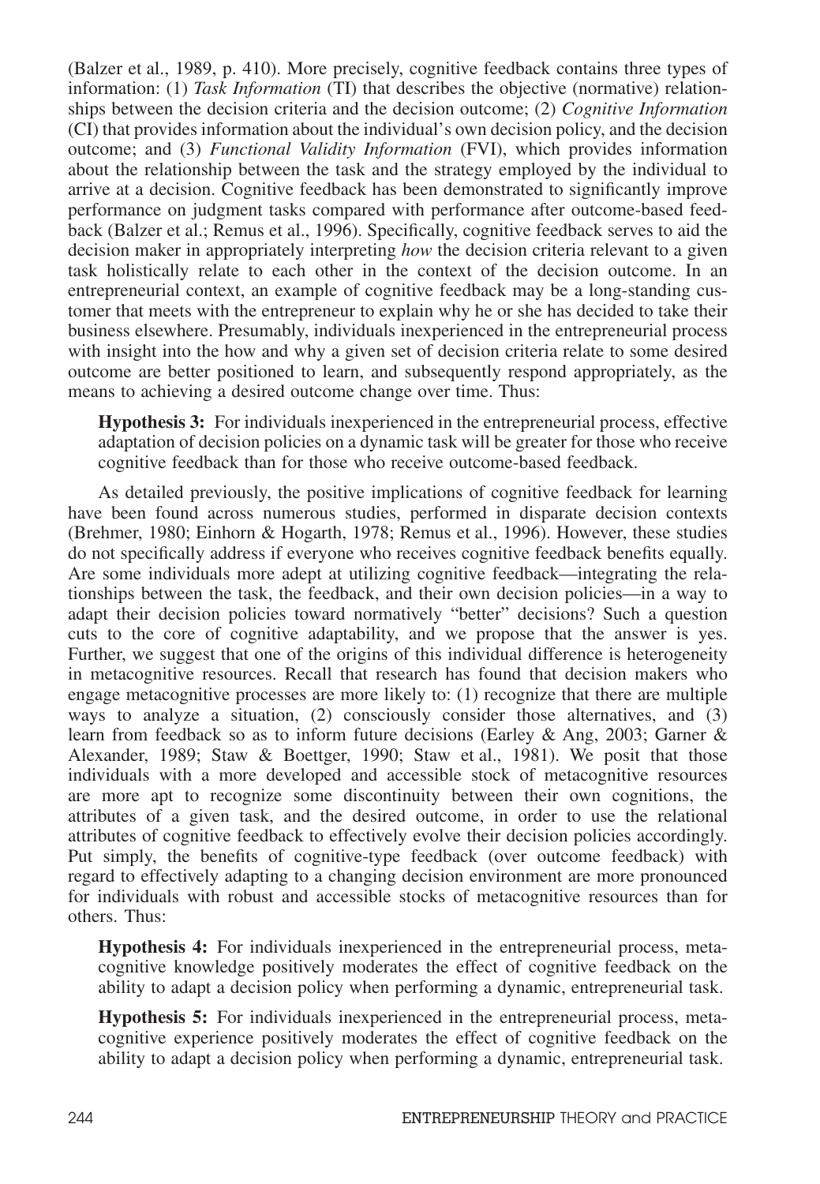(Balzer et al., 1989, p. 410). More precisely, cognitive feedback contains three types of information: (1) *Task Information* (TI) that describes the objective (normative) relationships between the decision criteria and the decision outcome; (2) *Cognitive Information* (CI) that provides information about the individual's own decision policy, and the decision outcome; and (3) *Functional Validity Information* (FVI), which provides information about the relationship between the task and the strategy employed by the individual to arrive at a decision. Cognitive feedback has been demonstrated to significantly improve performance on judgment tasks compared with performance after outcome-based feedback (Balzer et al.; Remus et al., 1996). Specifically, cognitive feedback serves to aid the decision maker in appropriately interpreting *how* the decision criteria relevant to a given task holistically relate to each other in the context of the decision outcome. In an entrepreneurial context, an example of cognitive feedback may be a long-standing customer that meets with the entrepreneur to explain why he or she has decided to take their business elsewhere. Presumably, individuals inexperienced in the entrepreneurial process with insight into the how and why a given set of decision criteria relate to some desired outcome are better positioned to learn, and subsequently respond appropriately, as the means to achieving a desired outcome change over time. Thus:

> **Hypothesis 3:** For individuals inexperienced in the entrepreneurial process, effective adaptation of decision policies on a dynamic task will be greater for those who receive cognitive feedback than for those who receive outcome-based feedback.

As detailed previously, the positive implications of cognitive feedback for learning have been found across numerous studies, performed in disparate decision contexts (Brehmer, 1980; Einhorn & Hogarth, 1978; Remus et al., 1996). However, these studies do not specifically address if everyone who receives cognitive feedback benefits equally. Are some individuals more adept at utilizing cognitive feedback—integrating the relationships between the task, the feedback, and their own decision policies—in a way to adapt their decision policies toward normatively "better" decisions? Such a question cuts to the core of cognitive adaptability, and we propose that the answer is yes. Further, we suggest that one of the origins of this individual difference is heterogeneity in metacognitive resources. Recall that research has found that decision makers who engage metacognitive processes are more likely to: (1) recognize that there are multiple ways to analyze a situation, (2) consciously consider those alternatives, and (3) learn from feedback so as to inform future decisions (Earley & Ang, 2003; Garner & Alexander, 1989; Staw & Boettger, 1990; Staw et al., 1981). We posit that those individuals with a more developed and accessible stock of metacognitive resources are more apt to recognize some discontinuity between their own cognitions, the attributes of a given task, and the desired outcome, in order to use the relational attributes of cognitive feedback to effectively evolve their decision policies accordingly. Put simply, the benefits of cognitive-type feedback (over outcome feedback) with regard to effectively adapting to a changing decision environment are more pronounced for individuals with robust and accessible stocks of metacognitive resources than for others. Thus:

> **Hypothesis 4:** For individuals inexperienced in the entrepreneurial process, metacognitive knowledge positively moderates the effect of cognitive feedback on the ability to adapt a decision policy when performing a dynamic, entrepreneurial task.

> **Hypothesis 5:** For individuals inexperienced in the entrepreneurial process, metacognitive experience positively moderates the effect of cognitive feedback on the ability to adapt a decision policy when performing a dynamic, entrepreneurial task.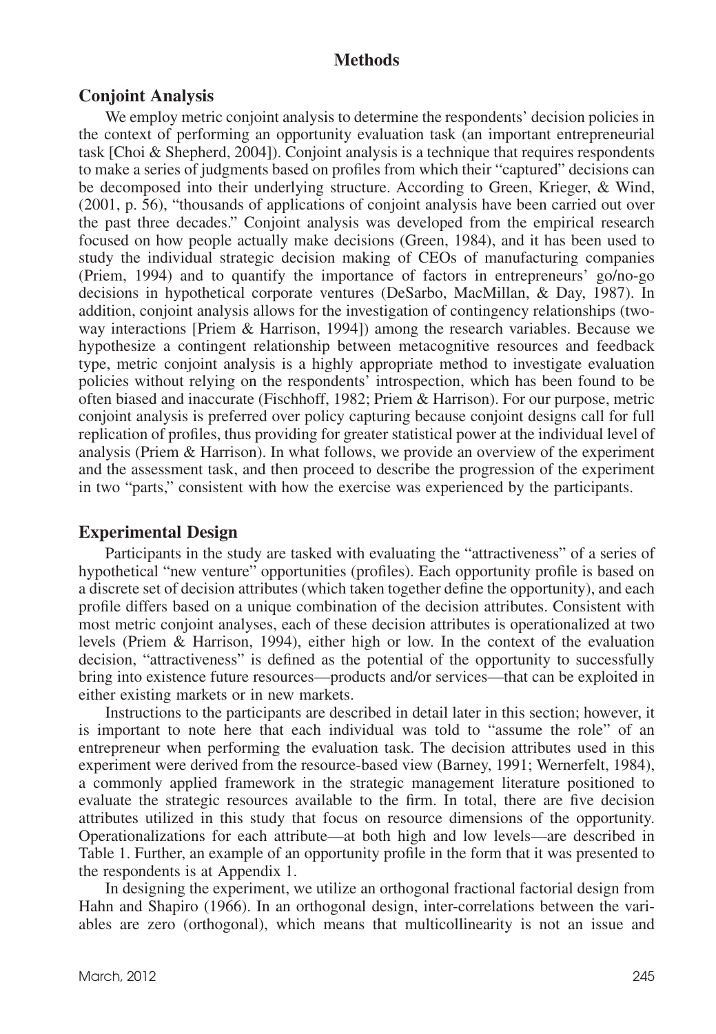## Methods

### Conjoint Analysis

We employ metric conjoint analysis to determine the respondents' decision policies in the context of performing an opportunity evaluation task (an important entrepreneurial task [Choi & Shepherd, 2004]). Conjoint analysis is a technique that requires respondents to make a series of judgments based on profiles from which their "captured" decisions can be decomposed into their underlying structure. According to Green, Krieger, & Wind, (2001, p. 56), "thousands of applications of conjoint analysis have been carried out over the past three decades." Conjoint analysis was developed from the empirical research focused on how people actually make decisions (Green, 1984), and it has been used to study the individual strategic decision making of CEOs of manufacturing companies (Priem, 1994) and to quantify the importance of factors in entrepreneurs' go/no-go decisions in hypothetical corporate ventures (DeSarbo, MacMillan, & Day, 1987). In addition, conjoint analysis allows for the investigation of contingency relationships (two-way interactions [Priem & Harrison, 1994]) among the research variables. Because we hypothesize a contingent relationship between metacognitive resources and feedback type, metric conjoint analysis is a highly appropriate method to investigate evaluation policies without relying on the respondents' introspection, which has been found to be often biased and inaccurate (Fischhoff, 1982; Priem & Harrison). For our purpose, metric conjoint analysis is preferred over policy capturing because conjoint designs call for full replication of profiles, thus providing for greater statistical power at the individual level of analysis (Priem & Harrison). In what follows, we provide an overview of the experiment and the assessment task, and then proceed to describe the progression of the experiment in two "parts," consistent with how the exercise was experienced by the participants.

### Experimental Design

Participants in the study are tasked with evaluating the "attractiveness" of a series of hypothetical "new venture" opportunities (profiles). Each opportunity profile is based on a discrete set of decision attributes (which taken together define the opportunity), and each profile differs based on a unique combination of the decision attributes. Consistent with most metric conjoint analyses, each of these decision attributes is operationalized at two levels (Priem & Harrison, 1994), either high or low. In the context of the evaluation decision, "attractiveness" is defined as the potential of the opportunity to successfully bring into existence future resources—products and/or services—that can be exploited in either existing markets or in new markets.

Instructions to the participants are described in detail later in this section; however, it is important to note here that each individual was told to "assume the role" of an entrepreneur when performing the evaluation task. The decision attributes used in this experiment were derived from the resource-based view (Barney, 1991; Wernerfelt, 1984), a commonly applied framework in the strategic management literature positioned to evaluate the strategic resources available to the firm. In total, there are five decision attributes utilized in this study that focus on resource dimensions of the opportunity. Operationalizations for each attribute—at both high and low levels—are described in Table 1. Further, an example of an opportunity profile in the form that it was presented to the respondents is at Appendix 1.

In designing the experiment, we utilize an orthogonal fractional factorial design from Hahn and Shapiro (1966). In an orthogonal design, inter-correlations between the variables are zero (orthogonal), which means that multicollinearity is not an issue and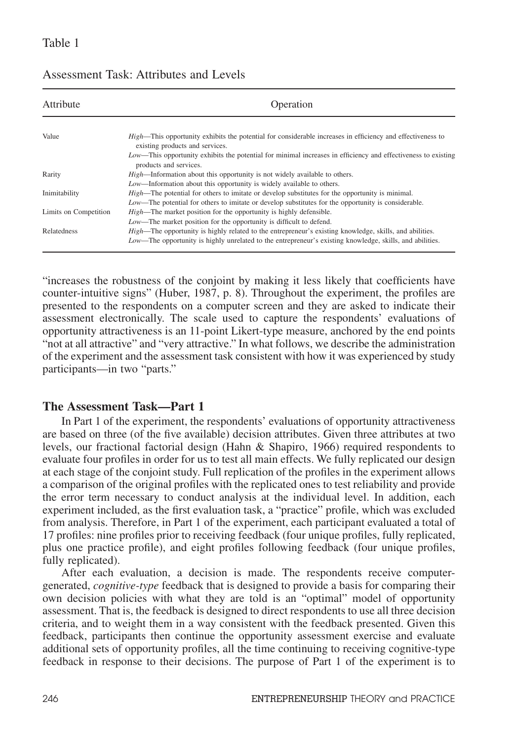Table 1

Assessment Task: Attributes and Levels

| Attribute | Operation |
|---|---|
| Value | *High*—This opportunity exhibits the potential for considerable increases in efficiency and effectiveness to existing products and services. *Low*—This opportunity exhibits the potential for minimal increases in efficiency and effectiveness to existing products and services. |
| Rarity | *High*—Information about this opportunity is not widely available to others. *Low*—Information about this opportunity is widely available to others. |
| Inimitability | *High*—The potential for others to imitate or develop substitutes for the opportunity is minimal. *Low*—The potential for others to imitate or develop substitutes for the opportunity is considerable. |
| Limits on Competition | *High*—The market position for the opportunity is highly defensible. *Low*—The market position for the opportunity is difficult to defend. |
| Relatedness | *High*—The opportunity is highly related to the entrepreneur's existing knowledge, skills, and abilities. *Low*—The opportunity is highly unrelated to the entrepreneur's existing knowledge, skills, and abilities. |

"increases the robustness of the conjoint by making it less likely that coefficients have counter-intuitive signs" (Huber, 1987, p. 8). Throughout the experiment, the profiles are presented to the respondents on a computer screen and they are asked to indicate their assessment electronically. The scale used to capture the respondents' evaluations of opportunity attractiveness is an 11-point Likert-type measure, anchored by the end points "not at all attractive" and "very attractive." In what follows, we describe the administration of the experiment and the assessment task consistent with how it was experienced by study participants—in two "parts."

## The Assessment Task—Part 1

In Part 1 of the experiment, the respondents' evaluations of opportunity attractiveness are based on three (of the five available) decision attributes. Given three attributes at two levels, our fractional factorial design (Hahn & Shapiro, 1966) required respondents to evaluate four profiles in order for us to test all main effects. We fully replicated our design at each stage of the conjoint study. Full replication of the profiles in the experiment allows a comparison of the original profiles with the replicated ones to test reliability and provide the error term necessary to conduct analysis at the individual level. In addition, each experiment included, as the first evaluation task, a "practice" profile, which was excluded from analysis. Therefore, in Part 1 of the experiment, each participant evaluated a total of 17 profiles: nine profiles prior to receiving feedback (four unique profiles, fully replicated, plus one practice profile), and eight profiles following feedback (four unique profiles, fully replicated).

After each evaluation, a decision is made. The respondents receive computer-generated, *cognitive-type* feedback that is designed to provide a basis for comparing their own decision policies with what they are told is an "optimal" model of opportunity assessment. That is, the feedback is designed to direct respondents to use all three decision criteria, and to weight them in a way consistent with the feedback presented. Given this feedback, participants then continue the opportunity assessment exercise and evaluate additional sets of opportunity profiles, all the time continuing to receiving cognitive-type feedback in response to their decisions. The purpose of Part 1 of the experiment is to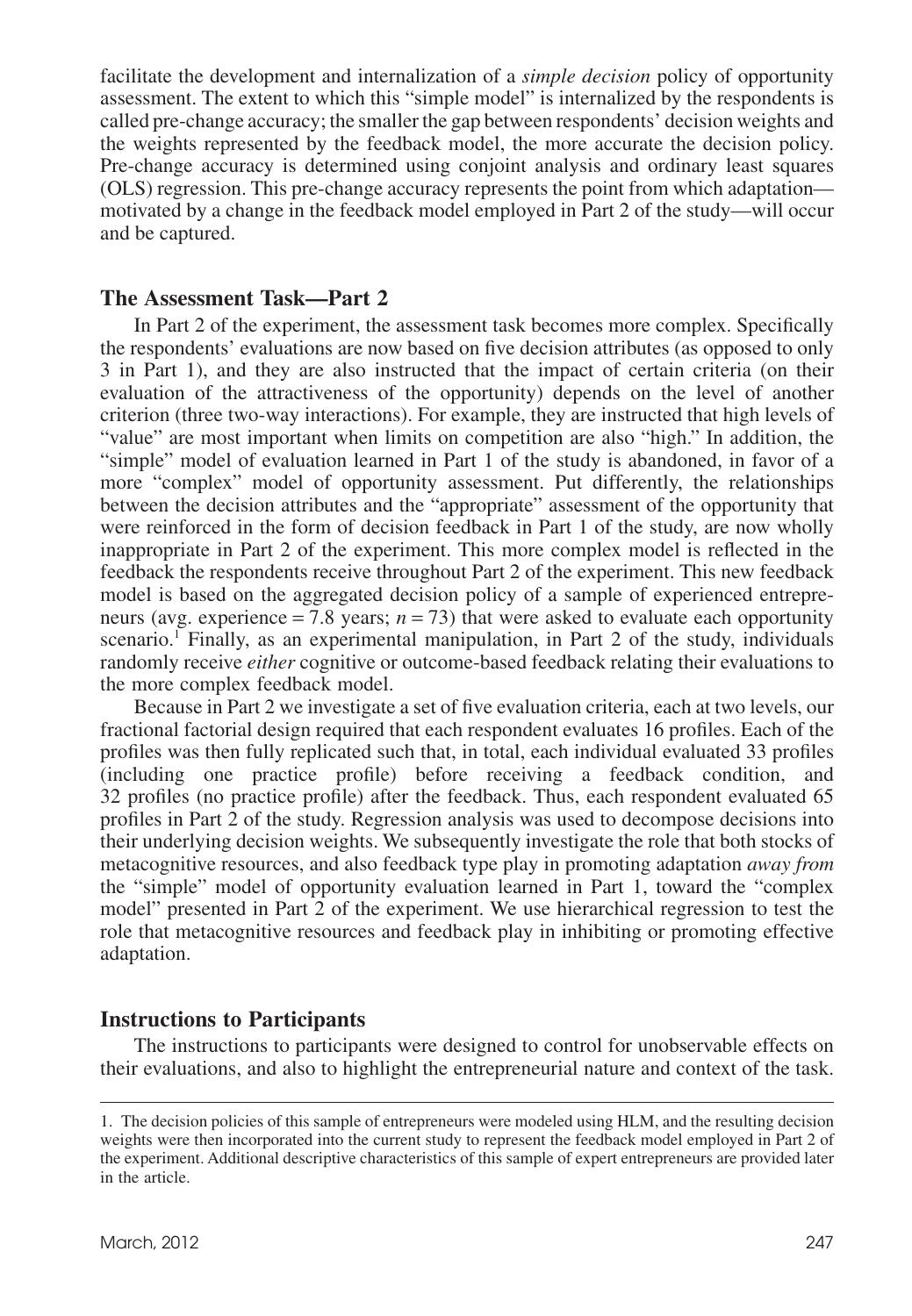facilitate the development and internalization of a *simple decision* policy of opportunity assessment. The extent to which this "simple model" is internalized by the respondents is called pre-change accuracy; the smaller the gap between respondents' decision weights and the weights represented by the feedback model, the more accurate the decision policy. Pre-change accuracy is determined using conjoint analysis and ordinary least squares (OLS) regression. This pre-change accuracy represents the point from which adaptation—motivated by a change in the feedback model employed in Part 2 of the study—will occur and be captured.

### The Assessment Task—Part 2

In Part 2 of the experiment, the assessment task becomes more complex. Specifically the respondents' evaluations are now based on five decision attributes (as opposed to only 3 in Part 1), and they are also instructed that the impact of certain criteria (on their evaluation of the attractiveness of the opportunity) depends on the level of another criterion (three two-way interactions). For example, they are instructed that high levels of "value" are most important when limits on competition are also "high." In addition, the "simple" model of evaluation learned in Part 1 of the study is abandoned, in favor of a more "complex" model of opportunity assessment. Put differently, the relationships between the decision attributes and the "appropriate" assessment of the opportunity that were reinforced in the form of decision feedback in Part 1 of the study, are now wholly inappropriate in Part 2 of the experiment. This more complex model is reflected in the feedback the respondents receive throughout Part 2 of the experiment. This new feedback model is based on the aggregated decision policy of a sample of experienced entrepreneurs (avg. experience = 7.8 years; $n = 73$) that were asked to evaluate each opportunity scenario.[1] Finally, as an experimental manipulation, in Part 2 of the study, individuals randomly receive *either* cognitive or outcome-based feedback relating their evaluations to the more complex feedback model.

Because in Part 2 we investigate a set of five evaluation criteria, each at two levels, our fractional factorial design required that each respondent evaluates 16 profiles. Each of the profiles was then fully replicated such that, in total, each individual evaluated 33 profiles (including one practice profile) before receiving a feedback condition, and 32 profiles (no practice profile) after the feedback. Thus, each respondent evaluated 65 profiles in Part 2 of the study. Regression analysis was used to decompose decisions into their underlying decision weights. We subsequently investigate the role that both stocks of metacognitive resources, and also feedback type play in promoting adaptation *away from* the "simple" model of opportunity evaluation learned in Part 1, toward the "complex model" presented in Part 2 of the experiment. We use hierarchical regression to test the role that metacognitive resources and feedback play in inhibiting or promoting effective adaptation.

### Instructions to Participants

The instructions to participants were designed to control for unobservable effects on their evaluations, and also to highlight the entrepreneurial nature and context of the task.

---

1. The decision policies of this sample of entrepreneurs were modeled using HLM, and the resulting decision weights were then incorporated into the current study to represent the feedback model employed in Part 2 of the experiment. Additional descriptive characteristics of this sample of expert entrepreneurs are provided later in the article.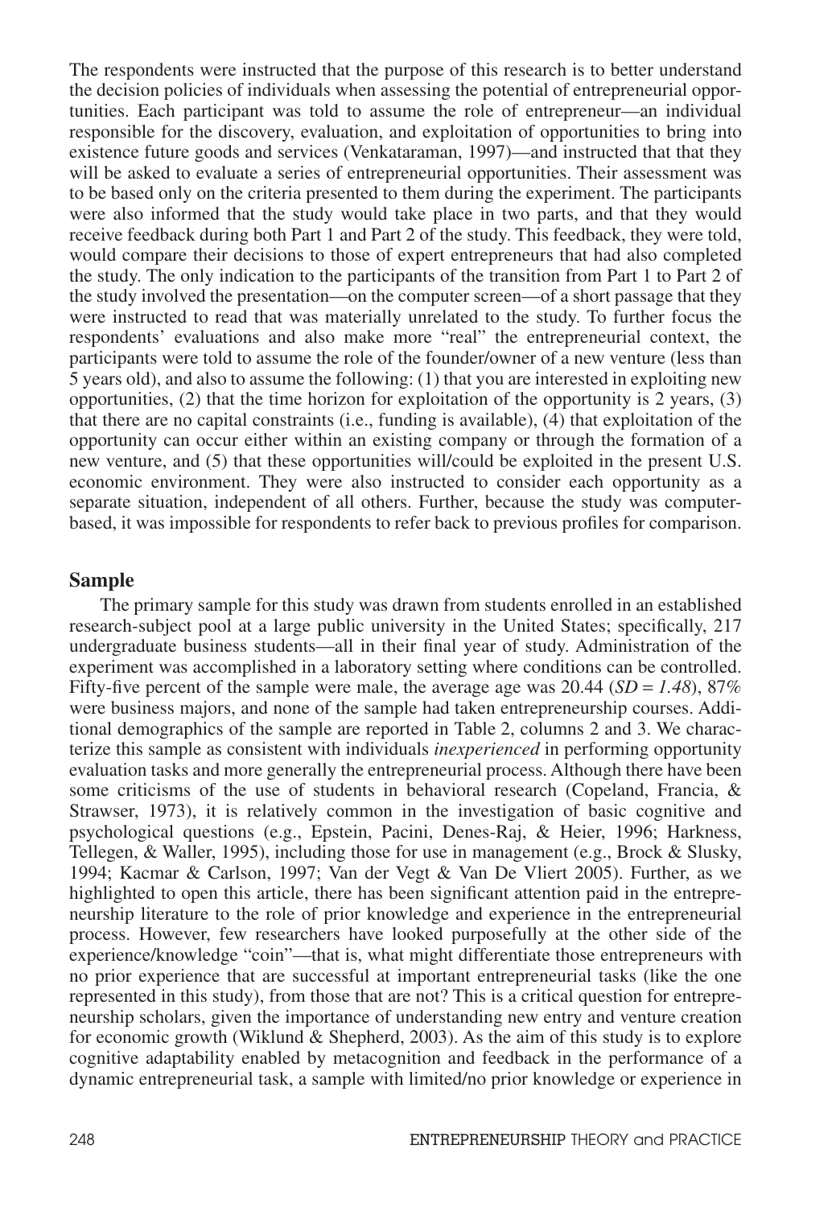The respondents were instructed that the purpose of this research is to better understand the decision policies of individuals when assessing the potential of entrepreneurial opportunities. Each participant was told to assume the role of entrepreneur—an individual responsible for the discovery, evaluation, and exploitation of opportunities to bring into existence future goods and services (Venkataraman, 1997)—and instructed that that they will be asked to evaluate a series of entrepreneurial opportunities. Their assessment was to be based only on the criteria presented to them during the experiment. The participants were also informed that the study would take place in two parts, and that they would receive feedback during both Part 1 and Part 2 of the study. This feedback, they were told, would compare their decisions to those of expert entrepreneurs that had also completed the study. The only indication to the participants of the transition from Part 1 to Part 2 of the study involved the presentation—on the computer screen—of a short passage that they were instructed to read that was materially unrelated to the study. To further focus the respondents' evaluations and also make more "real" the entrepreneurial context, the participants were told to assume the role of the founder/owner of a new venture (less than 5 years old), and also to assume the following: (1) that you are interested in exploiting new opportunities, (2) that the time horizon for exploitation of the opportunity is 2 years, (3) that there are no capital constraints (i.e., funding is available), (4) that exploitation of the opportunity can occur either within an existing company or through the formation of a new venture, and (5) that these opportunities will/could be exploited in the present U.S. economic environment. They were also instructed to consider each opportunity as a separate situation, independent of all others. Further, because the study was computer-based, it was impossible for respondents to refer back to previous profiles for comparison.

## Sample

The primary sample for this study was drawn from students enrolled in an established research-subject pool at a large public university in the United States; specifically, 217 undergraduate business students—all in their final year of study. Administration of the experiment was accomplished in a laboratory setting where conditions can be controlled. Fifty-five percent of the sample were male, the average age was 20.44 (*SD = 1.48*), 87% were business majors, and none of the sample had taken entrepreneurship courses. Additional demographics of the sample are reported in Table 2, columns 2 and 3. We characterize this sample as consistent with individuals *inexperienced* in performing opportunity evaluation tasks and more generally the entrepreneurial process. Although there have been some criticisms of the use of students in behavioral research (Copeland, Francia, & Strawser, 1973), it is relatively common in the investigation of basic cognitive and psychological questions (e.g., Epstein, Pacini, Denes-Raj, & Heier, 1996; Harkness, Tellegen, & Waller, 1995), including those for use in management (e.g., Brock & Slusky, 1994; Kacmar & Carlson, 1997; Van der Vegt & Van De Vliert 2005). Further, as we highlighted to open this article, there has been significant attention paid in the entrepreneurship literature to the role of prior knowledge and experience in the entrepreneurial process. However, few researchers have looked purposefully at the other side of the experience/knowledge "coin"—that is, what might differentiate those entrepreneurs with no prior experience that are successful at important entrepreneurial tasks (like the one represented in this study), from those that are not? This is a critical question for entrepreneurship scholars, given the importance of understanding new entry and venture creation for economic growth (Wiklund & Shepherd, 2003). As the aim of this study is to explore cognitive adaptability enabled by metacognition and feedback in the performance of a dynamic entrepreneurial task, a sample with limited/no prior knowledge or experience in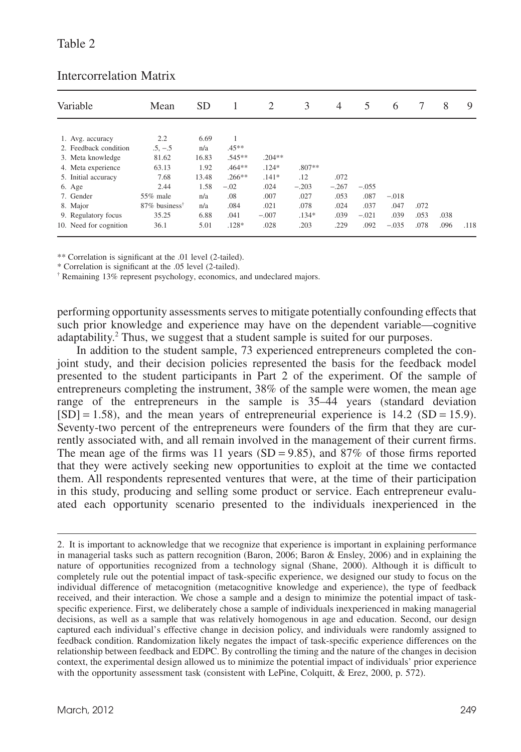Table 2

Intercorrelation Matrix

| Variable | Mean | SD | 1 | 2 | 3 | 4 | 5 | 6 | 7 | 8 | 9 |
|---|---|---|---|---|---|---|---|---|---|---|---|
| 1. Avg. accuracy | 2.2 | 6.69 | 1 | | | | | | | | |
| 2. Feedback condition | .5, −.5 | n/a | .45** | | | | | | | | |
| 3. Meta knowledge | 81.62 | 16.83 | .545** | .204** | | | | | | | |
| 4. Meta experience | 63.13 | 1.92 | .464** | .124* | .807** | | | | | | |
| 5. Initial accuracy | 7.68 | 13.48 | .266** | .141* | .12 | .072 | | | | | |
| 6. Age | 2.44 | 1.58 | −.02 | .024 | −.203 | −.267 | −.055 | | | | |
| 7. Gender | 55% male | n/a | .08 | .007 | .027 | .053 | .087 | −.018 | | | |
| 8. Major | 87% business† | n/a | .084 | .021 | .078 | .024 | .037 | .047 | .072 | | |
| 9. Regulatory focus | 35.25 | 6.88 | .041 | −.007 | .134* | .039 | −.021 | .039 | .053 | .038 | |
| 10. Need for cognition | 36.1 | 5.01 | .128* | .028 | .203 | .229 | .092 | −.035 | .078 | .096 | .118 |

** Correlation is significant at the .01 level (2-tailed).
* Correlation is significant at the .05 level (2-tailed).
† Remaining 13% represent psychology, economics, and undeclared majors.

performing opportunity assessments serves to mitigate potentially confounding effects that such prior knowledge and experience may have on the dependent variable—cognitive adaptability.[2] Thus, we suggest that a student sample is suited for our purposes.

In addition to the student sample, 73 experienced entrepreneurs completed the conjoint study, and their decision policies represented the basis for the feedback model presented to the student participants in Part 2 of the experiment. Of the sample of entrepreneurs completing the instrument, 38% of the sample were women, the mean age range of the entrepreneurs in the sample is 35–44 years (standard deviation [SD] = 1.58), and the mean years of entrepreneurial experience is 14.2 (SD = 15.9). Seventy-two percent of the entrepreneurs were founders of the firm that they are currently associated with, and all remain involved in the management of their current firms. The mean age of the firms was 11 years (SD = 9.85), and 87% of those firms reported that they were actively seeking new opportunities to exploit at the time we contacted them. All respondents represented ventures that were, at the time of their participation in this study, producing and selling some product or service. Each entrepreneur evaluated each opportunity scenario presented to the individuals inexperienced in the

2. It is important to acknowledge that we recognize that experience is important in explaining performance in managerial tasks such as pattern recognition (Baron, 2006; Baron & Ensley, 2006) and in explaining the nature of opportunities recognized from a technology signal (Shane, 2000). Although it is difficult to completely rule out the potential impact of task-specific experience, we designed our study to focus on the individual difference of metacognition (metacognitive knowledge and experience), the type of feedback received, and their interaction. We chose a sample and a design to minimize the potential impact of task-specific experience. First, we deliberately chose a sample of individuals inexperienced in making managerial decisions, as well as a sample that was relatively homogenous in age and education. Second, our design captured each individual's effective change in decision policy, and individuals were randomly assigned to feedback condition. Randomization likely negates the impact of task-specific experience differences on the relationship between feedback and EDPC. By controlling the timing and the nature of the changes in decision context, the experimental design allowed us to minimize the potential impact of individuals' prior experience with the opportunity assessment task (consistent with LePine, Colquitt, & Erez, 2000, p. 572).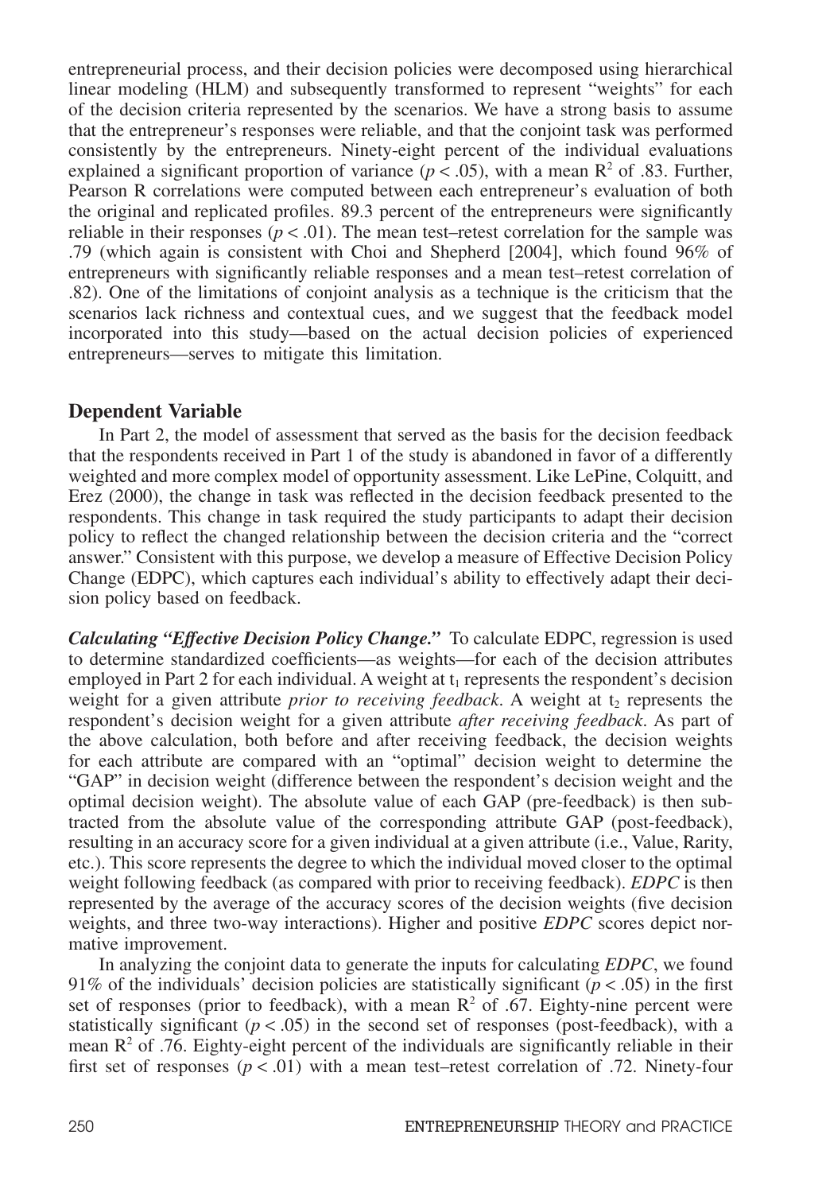entrepreneurial process, and their decision policies were decomposed using hierarchical linear modeling (HLM) and subsequently transformed to represent "weights" for each of the decision criteria represented by the scenarios. We have a strong basis to assume that the entrepreneur's responses were reliable, and that the conjoint task was performed consistently by the entrepreneurs. Ninety-eight percent of the individual evaluations explained a significant proportion of variance ($p < .05$), with a mean $R^2$ of .83. Further, Pearson R correlations were computed between each entrepreneur's evaluation of both the original and replicated profiles. 89.3 percent of the entrepreneurs were significantly reliable in their responses ($p < .01$). The mean test–retest correlation for the sample was .79 (which again is consistent with Choi and Shepherd [2004], which found 96% of entrepreneurs with significantly reliable responses and a mean test–retest correlation of .82). One of the limitations of conjoint analysis as a technique is the criticism that the scenarios lack richness and contextual cues, and we suggest that the feedback model incorporated into this study—based on the actual decision policies of experienced entrepreneurs—serves to mitigate this limitation.

## Dependent Variable

In Part 2, the model of assessment that served as the basis for the decision feedback that the respondents received in Part 1 of the study is abandoned in favor of a differently weighted and more complex model of opportunity assessment. Like LePine, Colquitt, and Erez (2000), the change in task was reflected in the decision feedback presented to the respondents. This change in task required the study participants to adapt their decision policy to reflect the changed relationship between the decision criteria and the "correct answer." Consistent with this purpose, we develop a measure of Effective Decision Policy Change (EDPC), which captures each individual's ability to effectively adapt their decision policy based on feedback.

***Calculating "Effective Decision Policy Change."*** To calculate EDPC, regression is used to determine standardized coefficients—as weights—for each of the decision attributes employed in Part 2 for each individual. A weight at $t_1$ represents the respondent's decision weight for a given attribute *prior to receiving feedback*. A weight at $t_2$ represents the respondent's decision weight for a given attribute *after receiving feedback*. As part of the above calculation, both before and after receiving feedback, the decision weights for each attribute are compared with an "optimal" decision weight to determine the "GAP" in decision weight (difference between the respondent's decision weight and the optimal decision weight). The absolute value of each GAP (pre-feedback) is then subtracted from the absolute value of the corresponding attribute GAP (post-feedback), resulting in an accuracy score for a given individual at a given attribute (i.e., Value, Rarity, etc.). This score represents the degree to which the individual moved closer to the optimal weight following feedback (as compared with prior to receiving feedback). *EDPC* is then represented by the average of the accuracy scores of the decision weights (five decision weights, and three two-way interactions). Higher and positive *EDPC* scores depict normative improvement.

In analyzing the conjoint data to generate the inputs for calculating *EDPC*, we found 91% of the individuals' decision policies are statistically significant ($p < .05$) in the first set of responses (prior to feedback), with a mean $R^2$ of .67. Eighty-nine percent were statistically significant ($p < .05$) in the second set of responses (post-feedback), with a mean $R^2$ of .76. Eighty-eight percent of the individuals are significantly reliable in their first set of responses ($p < .01$) with a mean test–retest correlation of .72. Ninety-four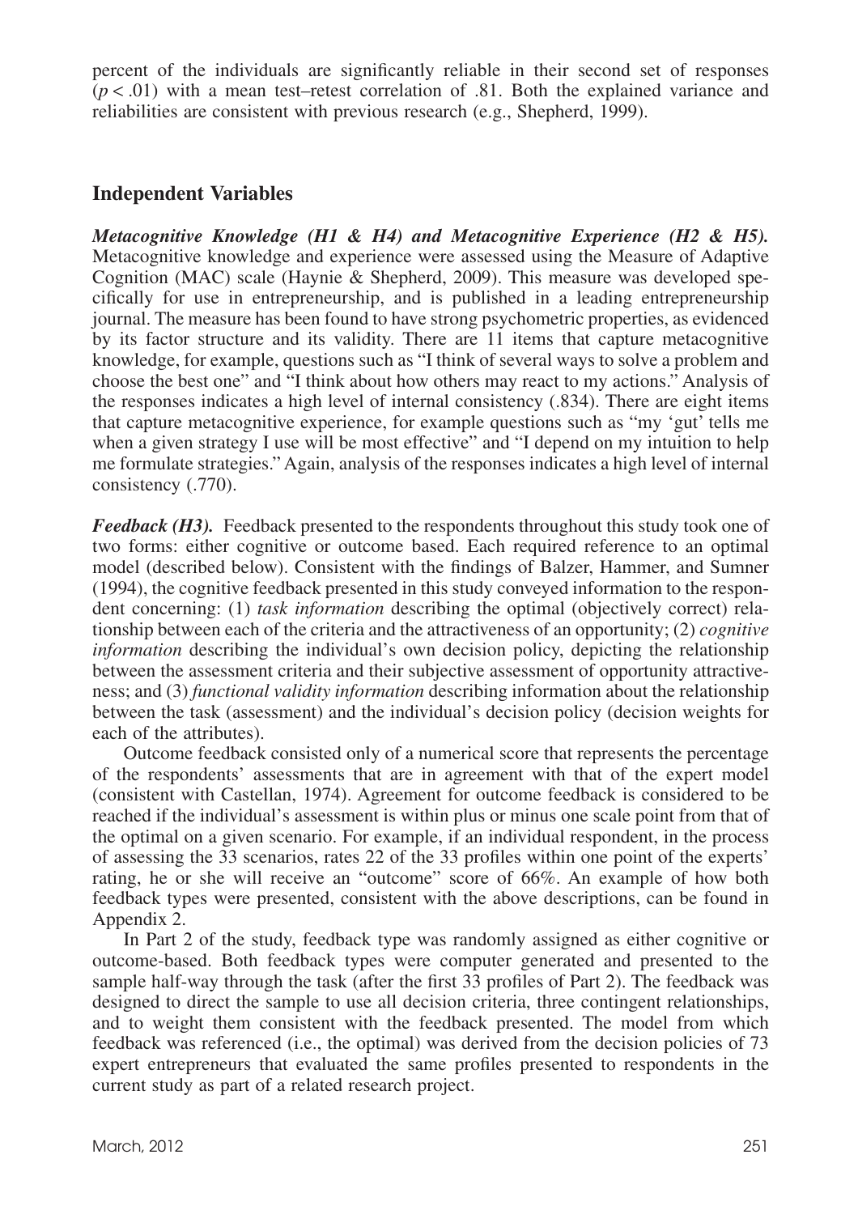percent of the individuals are significantly reliable in their second set of responses ($p < .01$) with a mean test–retest correlation of .81. Both the explained variance and reliabilities are consistent with previous research (e.g., Shepherd, 1999).

## Independent Variables

***Metacognitive Knowledge (H1 & H4) and Metacognitive Experience (H2 & H5).*** Metacognitive knowledge and experience were assessed using the Measure of Adaptive Cognition (MAC) scale (Haynie & Shepherd, 2009). This measure was developed specifically for use in entrepreneurship, and is published in a leading entrepreneurship journal. The measure has been found to have strong psychometric properties, as evidenced by its factor structure and its validity. There are 11 items that capture metacognitive knowledge, for example, questions such as "I think of several ways to solve a problem and choose the best one" and "I think about how others may react to my actions." Analysis of the responses indicates a high level of internal consistency (.834). There are eight items that capture metacognitive experience, for example questions such as "my 'gut' tells me when a given strategy I use will be most effective" and "I depend on my intuition to help me formulate strategies." Again, analysis of the responses indicates a high level of internal consistency (.770).

***Feedback (H3).*** Feedback presented to the respondents throughout this study took one of two forms: either cognitive or outcome based. Each required reference to an optimal model (described below). Consistent with the findings of Balzer, Hammer, and Sumner (1994), the cognitive feedback presented in this study conveyed information to the respondent concerning: (1) *task information* describing the optimal (objectively correct) relationship between each of the criteria and the attractiveness of an opportunity; (2) *cognitive information* describing the individual's own decision policy, depicting the relationship between the assessment criteria and their subjective assessment of opportunity attractiveness; and (3) *functional validity information* describing information about the relationship between the task (assessment) and the individual's decision policy (decision weights for each of the attributes).

Outcome feedback consisted only of a numerical score that represents the percentage of the respondents' assessments that are in agreement with that of the expert model (consistent with Castellan, 1974). Agreement for outcome feedback is considered to be reached if the individual's assessment is within plus or minus one scale point from that of the optimal on a given scenario. For example, if an individual respondent, in the process of assessing the 33 scenarios, rates 22 of the 33 profiles within one point of the experts' rating, he or she will receive an "outcome" score of 66%. An example of how both feedback types were presented, consistent with the above descriptions, can be found in Appendix 2.

In Part 2 of the study, feedback type was randomly assigned as either cognitive or outcome-based. Both feedback types were computer generated and presented to the sample half-way through the task (after the first 33 profiles of Part 2). The feedback was designed to direct the sample to use all decision criteria, three contingent relationships, and to weight them consistent with the feedback presented. The model from which feedback was referenced (i.e., the optimal) was derived from the decision policies of 73 expert entrepreneurs that evaluated the same profiles presented to respondents in the current study as part of a related research project.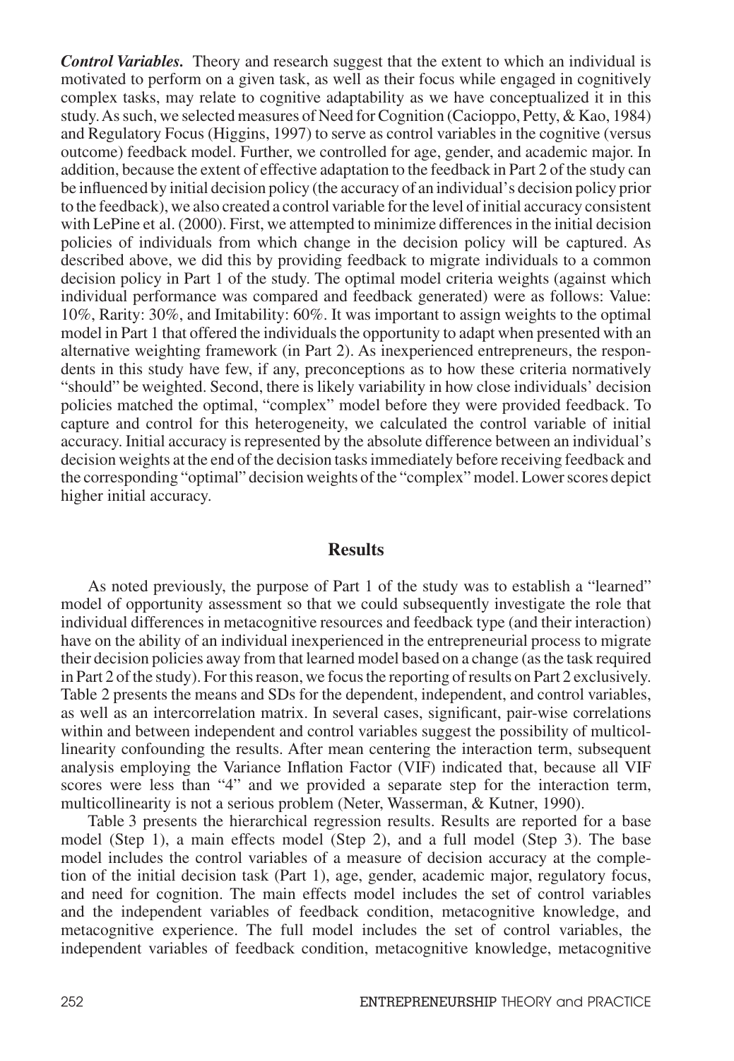***Control Variables.*** Theory and research suggest that the extent to which an individual is motivated to perform on a given task, as well as their focus while engaged in cognitively complex tasks, may relate to cognitive adaptability as we have conceptualized it in this study. As such, we selected measures of Need for Cognition (Cacioppo, Petty, & Kao, 1984) and Regulatory Focus (Higgins, 1997) to serve as control variables in the cognitive (versus outcome) feedback model. Further, we controlled for age, gender, and academic major. In addition, because the extent of effective adaptation to the feedback in Part 2 of the study can be influenced by initial decision policy (the accuracy of an individual's decision policy prior to the feedback), we also created a control variable for the level of initial accuracy consistent with LePine et al. (2000). First, we attempted to minimize differences in the initial decision policies of individuals from which change in the decision policy will be captured. As described above, we did this by providing feedback to migrate individuals to a common decision policy in Part 1 of the study. The optimal model criteria weights (against which individual performance was compared and feedback generated) were as follows: Value: 10%, Rarity: 30%, and Imitability: 60%. It was important to assign weights to the optimal model in Part 1 that offered the individuals the opportunity to adapt when presented with an alternative weighting framework (in Part 2). As inexperienced entrepreneurs, the respondents in this study have few, if any, preconceptions as to how these criteria normatively "should" be weighted. Second, there is likely variability in how close individuals' decision policies matched the optimal, "complex" model before they were provided feedback. To capture and control for this heterogeneity, we calculated the control variable of initial accuracy. Initial accuracy is represented by the absolute difference between an individual's decision weights at the end of the decision tasks immediately before receiving feedback and the corresponding "optimal" decision weights of the "complex" model. Lower scores depict higher initial accuracy.

## Results

As noted previously, the purpose of Part 1 of the study was to establish a "learned" model of opportunity assessment so that we could subsequently investigate the role that individual differences in metacognitive resources and feedback type (and their interaction) have on the ability of an individual inexperienced in the entrepreneurial process to migrate their decision policies away from that learned model based on a change (as the task required in Part 2 of the study). For this reason, we focus the reporting of results on Part 2 exclusively. Table 2 presents the means and SDs for the dependent, independent, and control variables, as well as an intercorrelation matrix. In several cases, significant, pair-wise correlations within and between independent and control variables suggest the possibility of multicollinearity confounding the results. After mean centering the interaction term, subsequent analysis employing the Variance Inflation Factor (VIF) indicated that, because all VIF scores were less than "4" and we provided a separate step for the interaction term, multicollinearity is not a serious problem (Neter, Wasserman, & Kutner, 1990).

Table 3 presents the hierarchical regression results. Results are reported for a base model (Step 1), a main effects model (Step 2), and a full model (Step 3). The base model includes the control variables of a measure of decision accuracy at the completion of the initial decision task (Part 1), age, gender, academic major, regulatory focus, and need for cognition. The main effects model includes the set of control variables and the independent variables of feedback condition, metacognitive knowledge, and metacognitive experience. The full model includes the set of control variables, the independent variables of feedback condition, metacognitive knowledge, metacognitive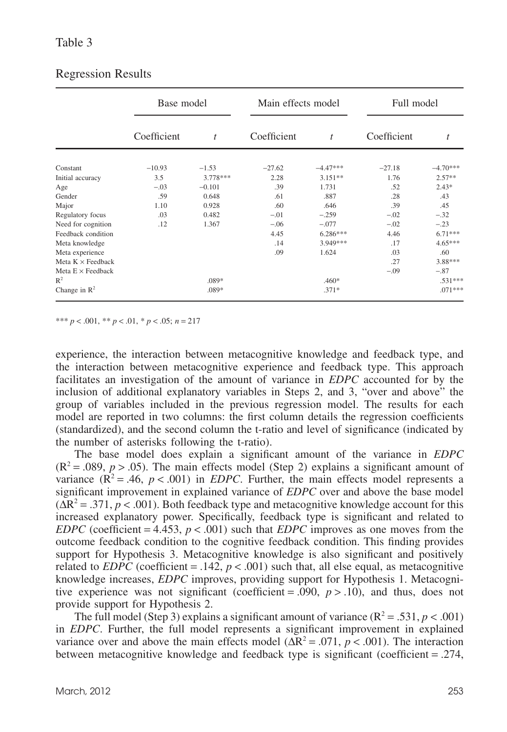Table 3

Regression Results

| | Base model | | Main effects model | | Full model | |
|---|---|---|---|---|---|---|
| | Coefficient | *t* | Coefficient | *t* | Coefficient | *t* |
| Constant | −10.93 | −1.53 | −27.62 | −4.47*** | −27.18 | −4.70*** |
| Initial accuracy | 3.5 | 3.778*** | 2.28 | 3.151** | 1.76 | 2.57** |
| Age | −.03 | −0.101 | .39 | 1.731 | .52 | 2.43* |
| Gender | .59 | 0.648 | .61 | .887 | .28 | .43 |
| Major | 1.10 | 0.928 | .60 | .646 | .39 | .45 |
| Regulatory focus | .03 | 0.482 | −.01 | −.259 | −.02 | −.32 |
| Need for cognition | .12 | 1.367 | −.06 | −.077 | −.02 | −.23 |
| Feedback condition | | | 4.45 | 6.286*** | 4.46 | 6.71*** |
| Meta knowledge | | | .14 | 3.949*** | .17 | 4.65*** |
| Meta experience | | | .09 | 1.624 | .03 | .60 |
| Meta K × Feedback | | | | | .27 | 3.88*** |
| Meta E × Feedback | | | | | −.09 | −.87 |
| $R^2$ | | .089* | | .460* | | .531*** |
| Change in $R^2$ | | .089* | | .371* | | .071*** |

*** $p < .001$, ** $p < .01$, * $p < .05$; $n = 217$

experience, the interaction between metacognitive knowledge and feedback type, and the interaction between metacognitive experience and feedback type. This approach facilitates an investigation of the amount of variance in *EDPC* accounted for by the inclusion of additional explanatory variables in Steps 2, and 3, "over and above" the group of variables included in the previous regression model. The results for each model are reported in two columns: the first column details the regression coefficients (standardized), and the second column the t-ratio and level of significance (indicated by the number of asterisks following the t-ratio).

The base model does explain a significant amount of the variance in *EDPC* ($R^2 = .089$, $p > .05$). The main effects model (Step 2) explains a significant amount of variance ($R^2 = .46$, $p < .001$) in *EDPC*. Further, the main effects model represents a significant improvement in explained variance of *EDPC* over and above the base model ($\Delta R^2 = .371$, $p < .001$). Both feedback type and metacognitive knowledge account for this increased explanatory power. Specifically, feedback type is significant and related to *EDPC* (coefficient = 4.453, $p < .001$) such that *EDPC* improves as one moves from the outcome feedback condition to the cognitive feedback condition. This finding provides support for Hypothesis 3. Metacognitive knowledge is also significant and positively related to *EDPC* (coefficient = .142, $p < .001$) such that, all else equal, as metacognitive knowledge increases, *EDPC* improves, providing support for Hypothesis 1. Metacognitive experience was not significant (coefficient = .090, $p > .10$), and thus, does not provide support for Hypothesis 2.

The full model (Step 3) explains a significant amount of variance ($R^2 = .531$, $p < .001$) in *EDPC*. Further, the full model represents a significant improvement in explained variance over and above the main effects model ($\Delta R^2 = .071$, $p < .001$). The interaction between metacognitive knowledge and feedback type is significant (coefficient = .274,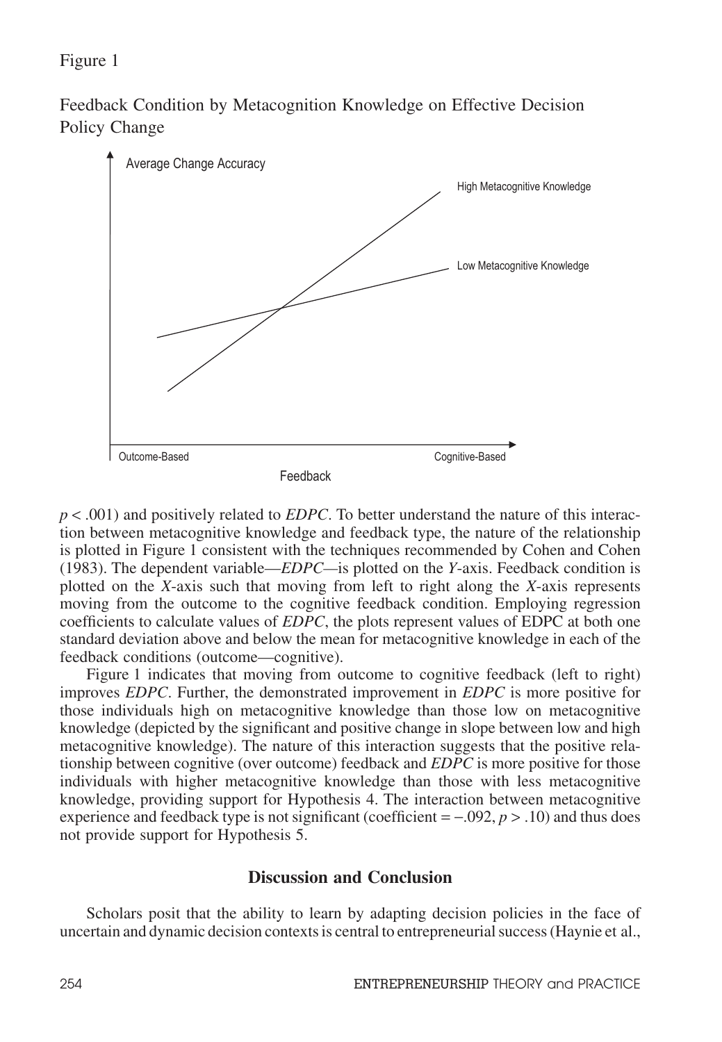Figure 1

Feedback Condition by Metacognition Knowledge on Effective Decision Policy Change

$p < .001$) and positively related to *EDPC*. To better understand the nature of this interaction between metacognitive knowledge and feedback type, the nature of the relationship is plotted in Figure 1 consistent with the techniques recommended by Cohen and Cohen (1983). The dependent variable—*EDPC*—is plotted on the *Y*-axis. Feedback condition is plotted on the *X*-axis such that moving from left to right along the *X*-axis represents moving from the outcome to the cognitive feedback condition. Employing regression coefficients to calculate values of *EDPC*, the plots represent values of EDPC at both one standard deviation above and below the mean for metacognitive knowledge in each of the feedback conditions (outcome—cognitive).

Figure 1 indicates that moving from outcome to cognitive feedback (left to right) improves *EDPC*. Further, the demonstrated improvement in *EDPC* is more positive for those individuals high on metacognitive knowledge than those low on metacognitive knowledge (depicted by the significant and positive change in slope between low and high metacognitive knowledge). The nature of this interaction suggests that the positive relationship between cognitive (over outcome) feedback and *EDPC* is more positive for those individuals with higher metacognitive knowledge than those with less metacognitive knowledge, providing support for Hypothesis 4. The interaction between metacognitive experience and feedback type is not significant (coefficient $= -.092$, $p > .10$) and thus does not provide support for Hypothesis 5.

## Discussion and Conclusion

Scholars posit that the ability to learn by adapting decision policies in the face of uncertain and dynamic decision contexts is central to entrepreneurial success (Haynie et al.,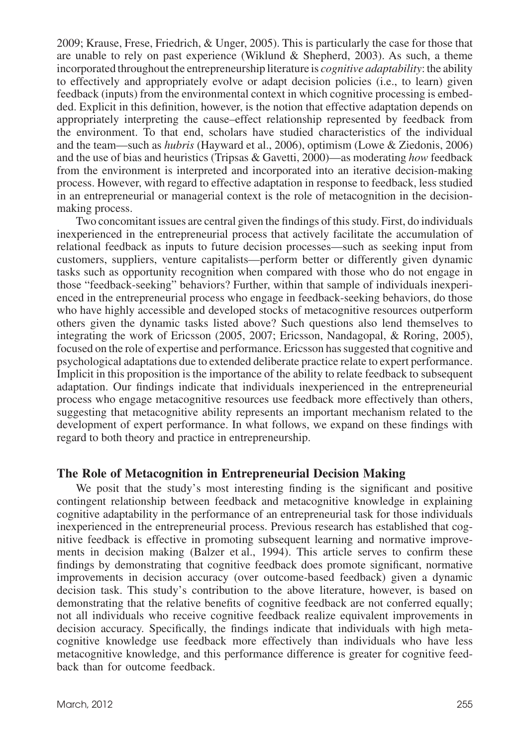2009; Krause, Frese, Friedrich, & Unger, 2005). This is particularly the case for those that are unable to rely on past experience (Wiklund & Shepherd, 2003). As such, a theme incorporated throughout the entrepreneurship literature is *cognitive adaptability*: the ability to effectively and appropriately evolve or adapt decision policies (i.e., to learn) given feedback (inputs) from the environmental context in which cognitive processing is embedded. Explicit in this definition, however, is the notion that effective adaptation depends on appropriately interpreting the cause–effect relationship represented by feedback from the environment. To that end, scholars have studied characteristics of the individual and the team—such as *hubris* (Hayward et al., 2006), optimism (Lowe & Ziedonis, 2006) and the use of bias and heuristics (Tripsas & Gavetti, 2000)—as moderating *how* feedback from the environment is interpreted and incorporated into an iterative decision-making process. However, with regard to effective adaptation in response to feedback, less studied in an entrepreneurial or managerial context is the role of metacognition in the decision-making process.

Two concomitant issues are central given the findings of this study. First, do individuals inexperienced in the entrepreneurial process that actively facilitate the accumulation of relational feedback as inputs to future decision processes—such as seeking input from customers, suppliers, venture capitalists—perform better or differently given dynamic tasks such as opportunity recognition when compared with those who do not engage in those "feedback-seeking" behaviors? Further, within that sample of individuals inexperienced in the entrepreneurial process who engage in feedback-seeking behaviors, do those who have highly accessible and developed stocks of metacognitive resources outperform others given the dynamic tasks listed above? Such questions also lend themselves to integrating the work of Ericsson (2005, 2007; Ericsson, Nandagopal, & Roring, 2005), focused on the role of expertise and performance. Ericsson has suggested that cognitive and psychological adaptations due to extended deliberate practice relate to expert performance. Implicit in this proposition is the importance of the ability to relate feedback to subsequent adaptation. Our findings indicate that individuals inexperienced in the entrepreneurial process who engage metacognitive resources use feedback more effectively than others, suggesting that metacognitive ability represents an important mechanism related to the development of expert performance. In what follows, we expand on these findings with regard to both theory and practice in entrepreneurship.

## The Role of Metacognition in Entrepreneurial Decision Making

We posit that the study's most interesting finding is the significant and positive contingent relationship between feedback and metacognitive knowledge in explaining cognitive adaptability in the performance of an entrepreneurial task for those individuals inexperienced in the entrepreneurial process. Previous research has established that cognitive feedback is effective in promoting subsequent learning and normative improvements in decision making (Balzer et al., 1994). This article serves to confirm these findings by demonstrating that cognitive feedback does promote significant, normative improvements in decision accuracy (over outcome-based feedback) given a dynamic decision task. This study's contribution to the above literature, however, is based on demonstrating that the relative benefits of cognitive feedback are not conferred equally; not all individuals who receive cognitive feedback realize equivalent improvements in decision accuracy. Specifically, the findings indicate that individuals with high metacognitive knowledge use feedback more effectively than individuals who have less metacognitive knowledge, and this performance difference is greater for cognitive feedback than for outcome feedback.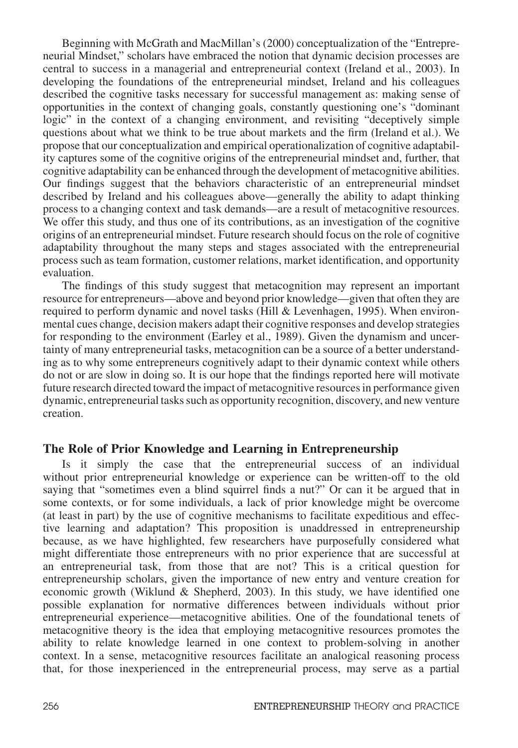Beginning with McGrath and MacMillan's (2000) conceptualization of the "Entrepreneurial Mindset," scholars have embraced the notion that dynamic decision processes are central to success in a managerial and entrepreneurial context (Ireland et al., 2003). In developing the foundations of the entrepreneurial mindset, Ireland and his colleagues described the cognitive tasks necessary for successful management as: making sense of opportunities in the context of changing goals, constantly questioning one's "dominant logic" in the context of a changing environment, and revisiting "deceptively simple questions about what we think to be true about markets and the firm (Ireland et al.). We propose that our conceptualization and empirical operationalization of cognitive adaptability captures some of the cognitive origins of the entrepreneurial mindset and, further, that cognitive adaptability can be enhanced through the development of metacognitive abilities. Our findings suggest that the behaviors characteristic of an entrepreneurial mindset described by Ireland and his colleagues above—generally the ability to adapt thinking process to a changing context and task demands—are a result of metacognitive resources. We offer this study, and thus one of its contributions, as an investigation of the cognitive origins of an entrepreneurial mindset. Future research should focus on the role of cognitive adaptability throughout the many steps and stages associated with the entrepreneurial process such as team formation, customer relations, market identification, and opportunity evaluation.

The findings of this study suggest that metacognition may represent an important resource for entrepreneurs—above and beyond prior knowledge—given that often they are required to perform dynamic and novel tasks (Hill & Levenhagen, 1995). When environmental cues change, decision makers adapt their cognitive responses and develop strategies for responding to the environment (Earley et al., 1989). Given the dynamism and uncertainty of many entrepreneurial tasks, metacognition can be a source of a better understanding as to why some entrepreneurs cognitively adapt to their dynamic context while others do not or are slow in doing so. It is our hope that the findings reported here will motivate future research directed toward the impact of metacognitive resources in performance given dynamic, entrepreneurial tasks such as opportunity recognition, discovery, and new venture creation.

## The Role of Prior Knowledge and Learning in Entrepreneurship

Is it simply the case that the entrepreneurial success of an individual without prior entrepreneurial knowledge or experience can be written-off to the old saying that "sometimes even a blind squirrel finds a nut?" Or can it be argued that in some contexts, or for some individuals, a lack of prior knowledge might be overcome (at least in part) by the use of cognitive mechanisms to facilitate expeditious and effective learning and adaptation? This proposition is unaddressed in entrepreneurship because, as we have highlighted, few researchers have purposefully considered what might differentiate those entrepreneurs with no prior experience that are successful at an entrepreneurial task, from those that are not? This is a critical question for entrepreneurship scholars, given the importance of new entry and venture creation for economic growth (Wiklund & Shepherd, 2003). In this study, we have identified one possible explanation for normative differences between individuals without prior entrepreneurial experience—metacognitive abilities. One of the foundational tenets of metacognitive theory is the idea that employing metacognitive resources promotes the ability to relate knowledge learned in one context to problem-solving in another context. In a sense, metacognitive resources facilitate an analogical reasoning process that, for those inexperienced in the entrepreneurial process, may serve as a partial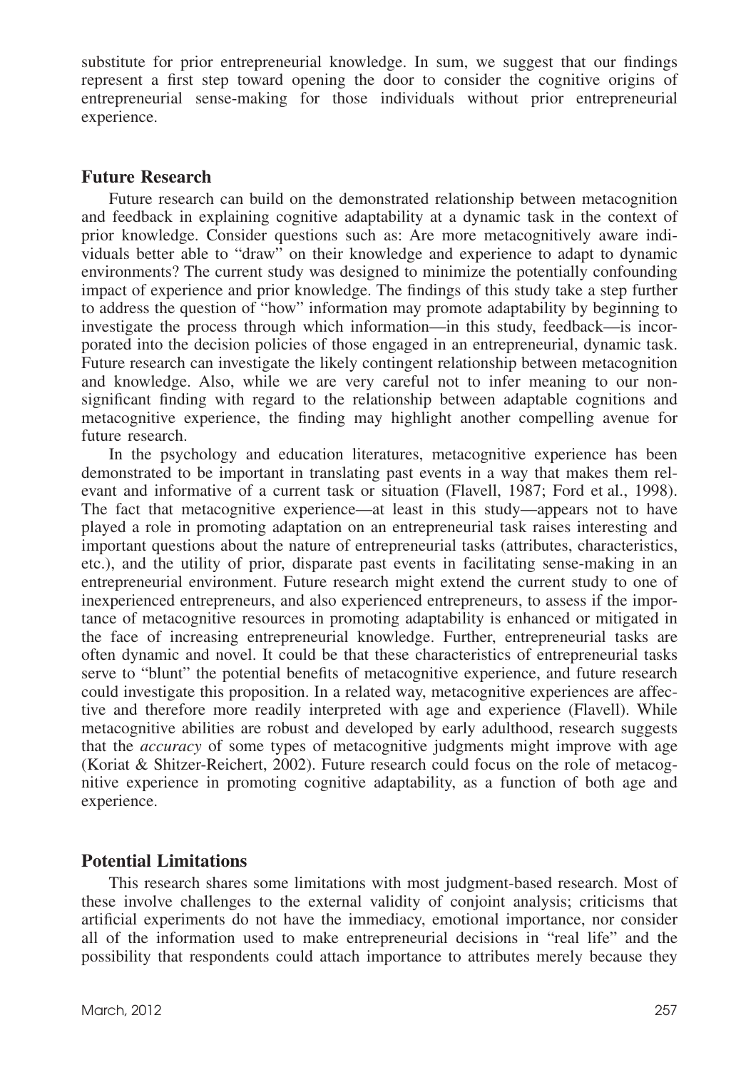substitute for prior entrepreneurial knowledge. In sum, we suggest that our findings represent a first step toward opening the door to consider the cognitive origins of entrepreneurial sense-making for those individuals without prior entrepreneurial experience.

## Future Research

Future research can build on the demonstrated relationship between metacognition and feedback in explaining cognitive adaptability at a dynamic task in the context of prior knowledge. Consider questions such as: Are more metacognitively aware individuals better able to "draw" on their knowledge and experience to adapt to dynamic environments? The current study was designed to minimize the potentially confounding impact of experience and prior knowledge. The findings of this study take a step further to address the question of "how" information may promote adaptability by beginning to investigate the process through which information—in this study, feedback—is incorporated into the decision policies of those engaged in an entrepreneurial, dynamic task. Future research can investigate the likely contingent relationship between metacognition and knowledge. Also, while we are very careful not to infer meaning to our nonsignificant finding with regard to the relationship between adaptable cognitions and metacognitive experience, the finding may highlight another compelling avenue for future research.

In the psychology and education literatures, metacognitive experience has been demonstrated to be important in translating past events in a way that makes them relevant and informative of a current task or situation (Flavell, 1987; Ford et al., 1998). The fact that metacognitive experience—at least in this study—appears not to have played a role in promoting adaptation on an entrepreneurial task raises interesting and important questions about the nature of entrepreneurial tasks (attributes, characteristics, etc.), and the utility of prior, disparate past events in facilitating sense-making in an entrepreneurial environment. Future research might extend the current study to one of inexperienced entrepreneurs, and also experienced entrepreneurs, to assess if the importance of metacognitive resources in promoting adaptability is enhanced or mitigated in the face of increasing entrepreneurial knowledge. Further, entrepreneurial tasks are often dynamic and novel. It could be that these characteristics of entrepreneurial tasks serve to "blunt" the potential benefits of metacognitive experience, and future research could investigate this proposition. In a related way, metacognitive experiences are affective and therefore more readily interpreted with age and experience (Flavell). While metacognitive abilities are robust and developed by early adulthood, research suggests that the *accuracy* of some types of metacognitive judgments might improve with age (Koriat & Shitzer-Reichert, 2002). Future research could focus on the role of metacognitive experience in promoting cognitive adaptability, as a function of both age and experience.

## Potential Limitations

This research shares some limitations with most judgment-based research. Most of these involve challenges to the external validity of conjoint analysis; criticisms that artificial experiments do not have the immediacy, emotional importance, nor consider all of the information used to make entrepreneurial decisions in "real life" and the possibility that respondents could attach importance to attributes merely because they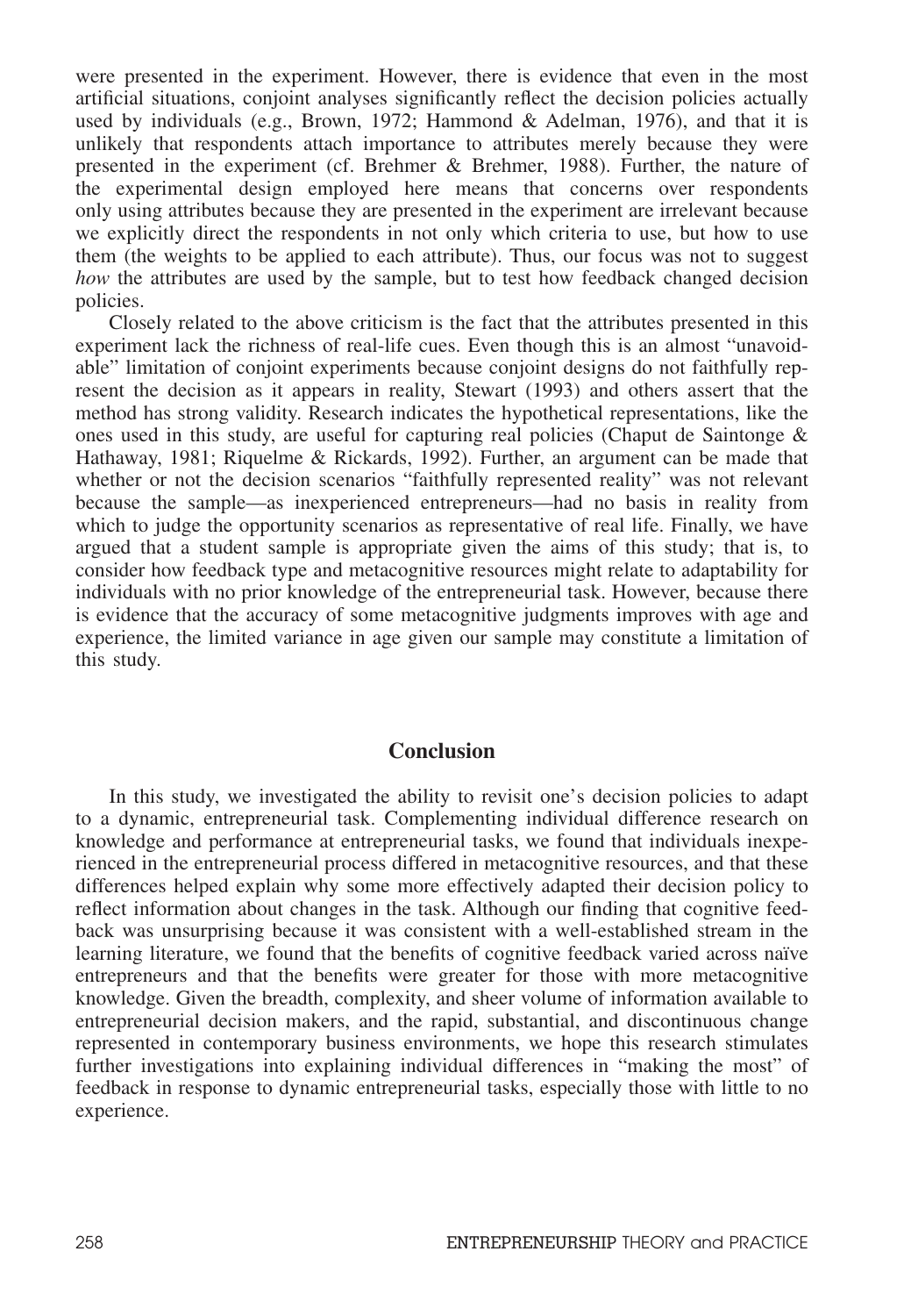were presented in the experiment. However, there is evidence that even in the most artificial situations, conjoint analyses significantly reflect the decision policies actually used by individuals (e.g., Brown, 1972; Hammond & Adelman, 1976), and that it is unlikely that respondents attach importance to attributes merely because they were presented in the experiment (cf. Brehmer & Brehmer, 1988). Further, the nature of the experimental design employed here means that concerns over respondents only using attributes because they are presented in the experiment are irrelevant because we explicitly direct the respondents in not only which criteria to use, but how to use them (the weights to be applied to each attribute). Thus, our focus was not to suggest *how* the attributes are used by the sample, but to test how feedback changed decision policies.

Closely related to the above criticism is the fact that the attributes presented in this experiment lack the richness of real-life cues. Even though this is an almost "unavoidable" limitation of conjoint experiments because conjoint designs do not faithfully represent the decision as it appears in reality, Stewart (1993) and others assert that the method has strong validity. Research indicates the hypothetical representations, like the ones used in this study, are useful for capturing real policies (Chaput de Saintonge & Hathaway, 1981; Riquelme & Rickards, 1992). Further, an argument can be made that whether or not the decision scenarios "faithfully represented reality" was not relevant because the sample—as inexperienced entrepreneurs—had no basis in reality from which to judge the opportunity scenarios as representative of real life. Finally, we have argued that a student sample is appropriate given the aims of this study; that is, to consider how feedback type and metacognitive resources might relate to adaptability for individuals with no prior knowledge of the entrepreneurial task. However, because there is evidence that the accuracy of some metacognitive judgments improves with age and experience, the limited variance in age given our sample may constitute a limitation of this study.

## Conclusion

In this study, we investigated the ability to revisit one's decision policies to adapt to a dynamic, entrepreneurial task. Complementing individual difference research on knowledge and performance at entrepreneurial tasks, we found that individuals inexperienced in the entrepreneurial process differed in metacognitive resources, and that these differences helped explain why some more effectively adapted their decision policy to reflect information about changes in the task. Although our finding that cognitive feedback was unsurprising because it was consistent with a well-established stream in the learning literature, we found that the benefits of cognitive feedback varied across naïve entrepreneurs and that the benefits were greater for those with more metacognitive knowledge. Given the breadth, complexity, and sheer volume of information available to entrepreneurial decision makers, and the rapid, substantial, and discontinuous change represented in contemporary business environments, we hope this research stimulates further investigations into explaining individual differences in "making the most" of feedback in response to dynamic entrepreneurial tasks, especially those with little to no experience.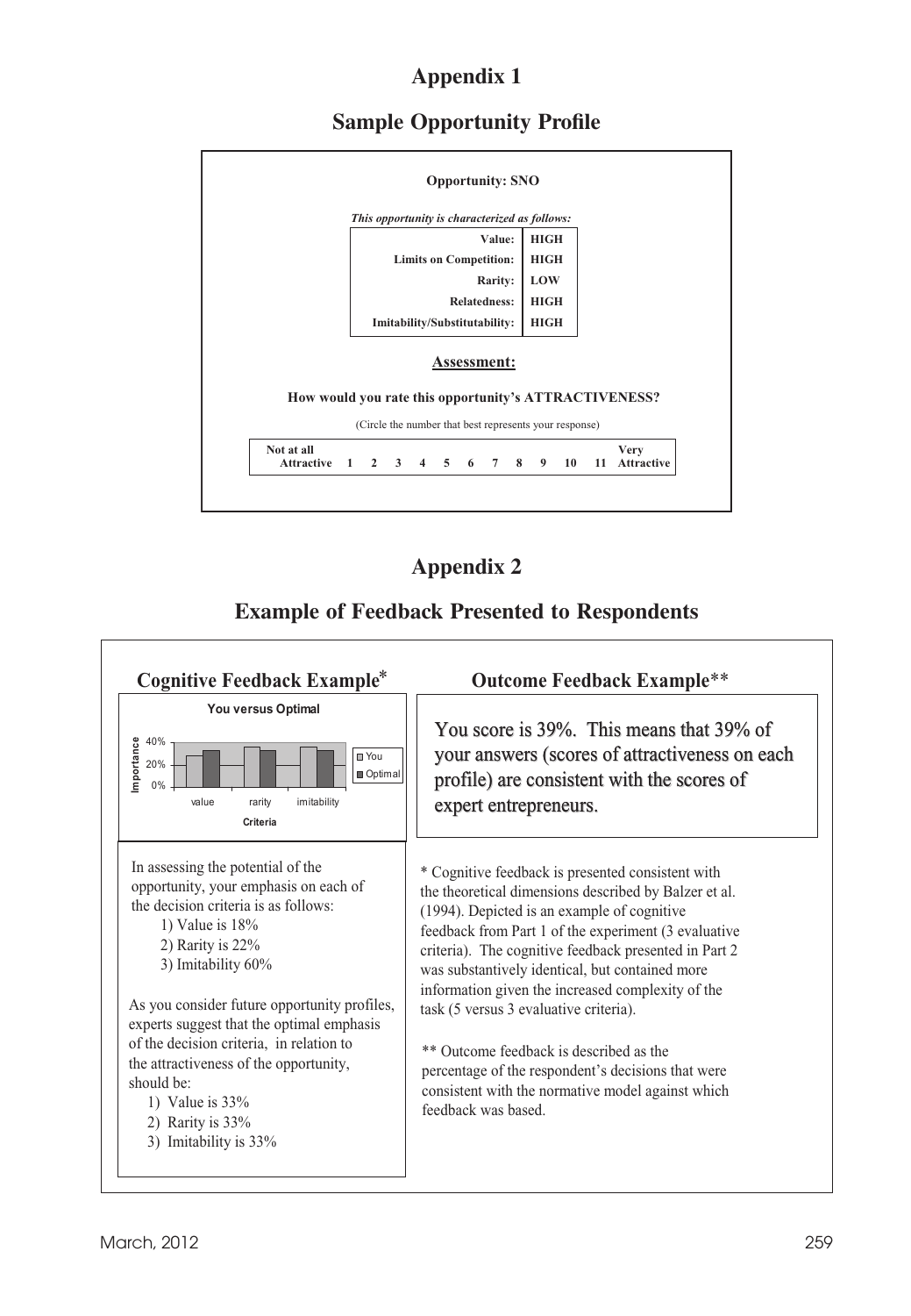# Appendix 1

## Sample Opportunity Profile

**Opportunity: SNO**

***This opportunity is characterized as follows:***

| | |
|---|---|
| **Value:** | **HIGH** |
| **Limits on Competition:** | **HIGH** |
| **Rarity:** | **LOW** |
| **Relatedness:** | **HIGH** |
| **Imitability/Substitutability:** | **HIGH** |

**Assessment:**

**How would you rate this opportunity's ATTRACTIVENESS?**

(Circle the number that best represents your response)

| **Not at all Attractive** | **1** | **2** | **3** | **4** | **5** | **6** | **7** | **8** | **9** | **10** | **11** | **Very Attractive** |
|---|---|---|---|---|---|---|---|---|---|---|---|---|

# Appendix 2

## Example of Feedback Presented to Respondents

### Cognitive Feedback Example*

**You versus Optimal**

(Chart: Importance, 0%–40%, by Criteria: value, rarity, imitability; legend: You, Optimal)

In assessing the potential of the opportunity, your emphasis on each of the decision criteria is as follows:

1) Value is 18%
2) Rarity is 22%
3) Imitability 60%

As you consider future opportunity profiles, experts suggest that the optimal emphasis of the decision criteria, in relation to the attractiveness of the opportunity, should be:

1) Value is 33%
2) Rarity is 33%
3) Imitability is 33%

### Outcome Feedback Example**

You score is 39%. This means that 39% of your answers (scores of attractiveness on each profile) are consistent with the scores of expert entrepreneurs.

* Cognitive feedback is presented consistent with the theoretical dimensions described by Balzer et al. (1994). Depicted is an example of cognitive feedback from Part 1 of the experiment (3 evaluative criteria). The cognitive feedback presented in Part 2 was substantively identical, but contained more information given the increased complexity of the task (5 versus 3 evaluative criteria).

** Outcome feedback is described as the percentage of the respondent's decisions that were consistent with the normative model against which feedback was based.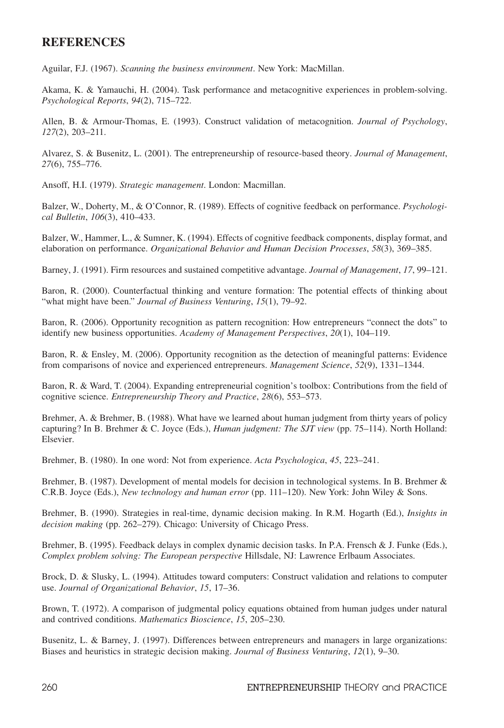## REFERENCES

Aguilar, F.J. (1967). *Scanning the business environment*. New York: MacMillan.

Akama, K. & Yamauchi, H. (2004). Task performance and metacognitive experiences in problem-solving. *Psychological Reports*, *94*(2), 715–722.

Allen, B. & Armour-Thomas, E. (1993). Construct validation of metacognition. *Journal of Psychology*, *127*(2), 203–211.

Alvarez, S. & Busenitz, L. (2001). The entrepreneurship of resource-based theory. *Journal of Management*, *27*(6), 755–776.

Ansoff, H.I. (1979). *Strategic management*. London: Macmillan.

Balzer, W., Doherty, M., & O'Connor, R. (1989). Effects of cognitive feedback on performance. *Psychological Bulletin*, *106*(3), 410–433.

Balzer, W., Hammer, L., & Sumner, K. (1994). Effects of cognitive feedback components, display format, and elaboration on performance. *Organizational Behavior and Human Decision Processes*, *58*(3), 369–385.

Barney, J. (1991). Firm resources and sustained competitive advantage. *Journal of Management*, *17*, 99–121.

Baron, R. (2000). Counterfactual thinking and venture formation: The potential effects of thinking about "what might have been." *Journal of Business Venturing*, *15*(1), 79–92.

Baron, R. (2006). Opportunity recognition as pattern recognition: How entrepreneurs "connect the dots" to identify new business opportunities. *Academy of Management Perspectives*, *20*(1), 104–119.

Baron, R. & Ensley, M. (2006). Opportunity recognition as the detection of meaningful patterns: Evidence from comparisons of novice and experienced entrepreneurs. *Management Science*, *52*(9), 1331–1344.

Baron, R. & Ward, T. (2004). Expanding entrepreneurial cognition's toolbox: Contributions from the field of cognitive science. *Entrepreneurship Theory and Practice*, *28*(6), 553–573.

Brehmer, A. & Brehmer, B. (1988). What have we learned about human judgment from thirty years of policy capturing? In B. Brehmer & C. Joyce (Eds.), *Human judgment: The SJT view* (pp. 75–114). North Holland: Elsevier.

Brehmer, B. (1980). In one word: Not from experience. *Acta Psychologica*, *45*, 223–241.

Brehmer, B. (1987). Development of mental models for decision in technological systems. In B. Brehmer & C.R.B. Joyce (Eds.), *New technology and human error* (pp. 111–120). New York: John Wiley & Sons.

Brehmer, B. (1990). Strategies in real-time, dynamic decision making. In R.M. Hogarth (Ed.), *Insights in decision making* (pp. 262–279). Chicago: University of Chicago Press.

Brehmer, B. (1995). Feedback delays in complex dynamic decision tasks. In P.A. Frensch & J. Funke (Eds.), *Complex problem solving: The European perspective* Hillsdale, NJ: Lawrence Erlbaum Associates.

Brock, D. & Slusky, L. (1994). Attitudes toward computers: Construct validation and relations to computer use. *Journal of Organizational Behavior*, *15*, 17–36.

Brown, T. (1972). A comparison of judgmental policy equations obtained from human judges under natural and contrived conditions. *Mathematics Bioscience*, *15*, 205–230.

Busenitz, L. & Barney, J. (1997). Differences between entrepreneurs and managers in large organizations: Biases and heuristics in strategic decision making. *Journal of Business Venturing*, *12*(1), 9–30.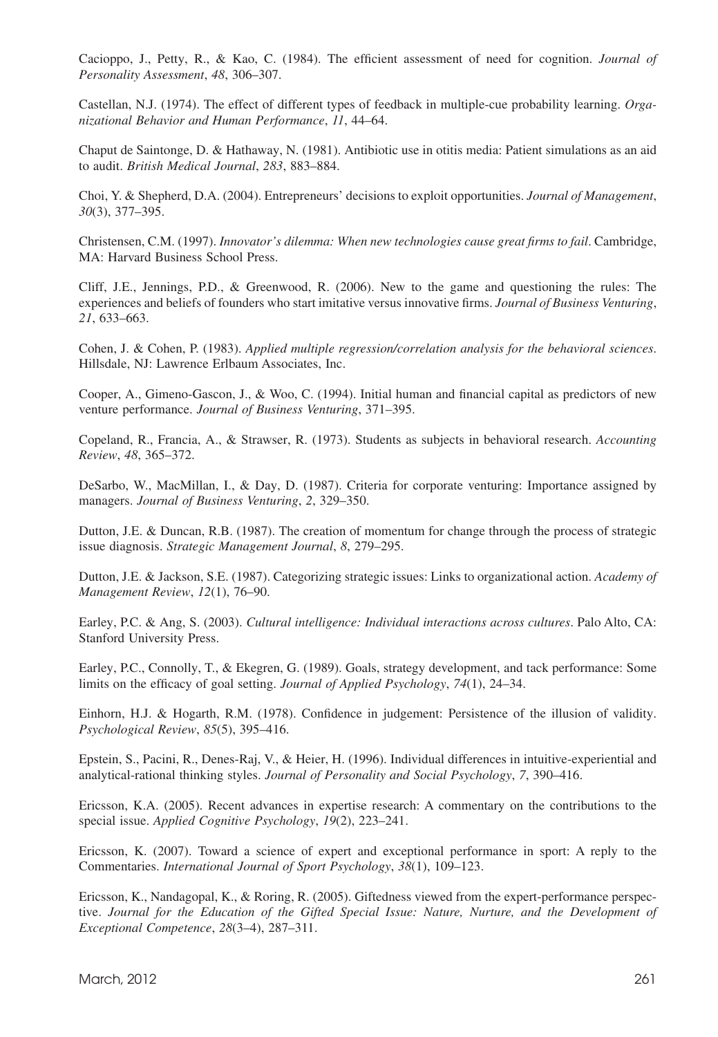Cacioppo, J., Petty, R., & Kao, C. (1984). The efficient assessment of need for cognition. *Journal of Personality Assessment*, *48*, 306–307.

Castellan, N.J. (1974). The effect of different types of feedback in multiple-cue probability learning. *Organizational Behavior and Human Performance*, *11*, 44–64.

Chaput de Saintonge, D. & Hathaway, N. (1981). Antibiotic use in otitis media: Patient simulations as an aid to audit. *British Medical Journal*, *283*, 883–884.

Choi, Y. & Shepherd, D.A. (2004). Entrepreneurs' decisions to exploit opportunities. *Journal of Management*, *30*(3), 377–395.

Christensen, C.M. (1997). *Innovator's dilemma: When new technologies cause great firms to fail*. Cambridge, MA: Harvard Business School Press.

Cliff, J.E., Jennings, P.D., & Greenwood, R. (2006). New to the game and questioning the rules: The experiences and beliefs of founders who start imitative versus innovative firms. *Journal of Business Venturing*, *21*, 633–663.

Cohen, J. & Cohen, P. (1983). *Applied multiple regression/correlation analysis for the behavioral sciences*. Hillsdale, NJ: Lawrence Erlbaum Associates, Inc.

Cooper, A., Gimeno-Gascon, J., & Woo, C. (1994). Initial human and financial capital as predictors of new venture performance. *Journal of Business Venturing*, 371–395.

Copeland, R., Francia, A., & Strawser, R. (1973). Students as subjects in behavioral research. *Accounting Review*, *48*, 365–372.

DeSarbo, W., MacMillan, I., & Day, D. (1987). Criteria for corporate venturing: Importance assigned by managers. *Journal of Business Venturing*, *2*, 329–350.

Dutton, J.E. & Duncan, R.B. (1987). The creation of momentum for change through the process of strategic issue diagnosis. *Strategic Management Journal*, *8*, 279–295.

Dutton, J.E. & Jackson, S.E. (1987). Categorizing strategic issues: Links to organizational action. *Academy of Management Review*, *12*(1), 76–90.

Earley, P.C. & Ang, S. (2003). *Cultural intelligence: Individual interactions across cultures*. Palo Alto, CA: Stanford University Press.

Earley, P.C., Connolly, T., & Ekegren, G. (1989). Goals, strategy development, and tack performance: Some limits on the efficacy of goal setting. *Journal of Applied Psychology*, *74*(1), 24–34.

Einhorn, H.J. & Hogarth, R.M. (1978). Confidence in judgement: Persistence of the illusion of validity. *Psychological Review*, *85*(5), 395–416.

Epstein, S., Pacini, R., Denes-Raj, V., & Heier, H. (1996). Individual differences in intuitive-experiential and analytical-rational thinking styles. *Journal of Personality and Social Psychology*, *7*, 390–416.

Ericsson, K.A. (2005). Recent advances in expertise research: A commentary on the contributions to the special issue. *Applied Cognitive Psychology*, *19*(2), 223–241.

Ericsson, K. (2007). Toward a science of expert and exceptional performance in sport: A reply to the Commentaries. *International Journal of Sport Psychology*, *38*(1), 109–123.

Ericsson, K., Nandagopal, K., & Roring, R. (2005). Giftedness viewed from the expert-performance perspective. *Journal for the Education of the Gifted Special Issue: Nature, Nurture, and the Development of Exceptional Competence*, *28*(3–4), 287–311.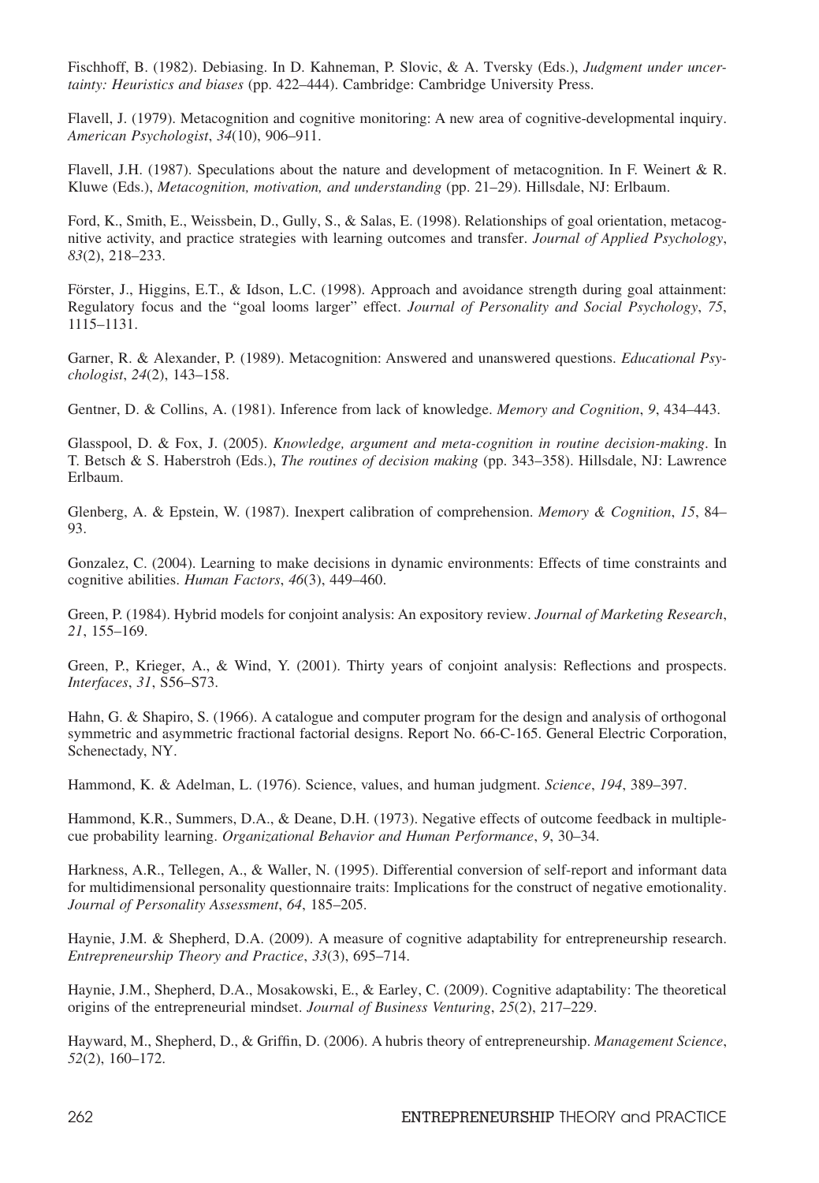Fischhoff, B. (1982). Debiasing. In D. Kahneman, P. Slovic, & A. Tversky (Eds.), *Judgment under uncertainty: Heuristics and biases* (pp. 422–444). Cambridge: Cambridge University Press.

Flavell, J. (1979). Metacognition and cognitive monitoring: A new area of cognitive-developmental inquiry. *American Psychologist*, *34*(10), 906–911.

Flavell, J.H. (1987). Speculations about the nature and development of metacognition. In F. Weinert & R. Kluwe (Eds.), *Metacognition, motivation, and understanding* (pp. 21–29). Hillsdale, NJ: Erlbaum.

Ford, K., Smith, E., Weissbein, D., Gully, S., & Salas, E. (1998). Relationships of goal orientation, metacognitive activity, and practice strategies with learning outcomes and transfer. *Journal of Applied Psychology*, *83*(2), 218–233.

Förster, J., Higgins, E.T., & Idson, L.C. (1998). Approach and avoidance strength during goal attainment: Regulatory focus and the "goal looms larger" effect. *Journal of Personality and Social Psychology*, *75*, 1115–1131.

Garner, R. & Alexander, P. (1989). Metacognition: Answered and unanswered questions. *Educational Psychologist*, *24*(2), 143–158.

Gentner, D. & Collins, A. (1981). Inference from lack of knowledge. *Memory and Cognition*, *9*, 434–443.

Glasspool, D. & Fox, J. (2005). *Knowledge, argument and meta-cognition in routine decision-making*. In T. Betsch & S. Haberstroh (Eds.), *The routines of decision making* (pp. 343–358). Hillsdale, NJ: Lawrence Erlbaum.

Glenberg, A. & Epstein, W. (1987). Inexpert calibration of comprehension. *Memory & Cognition*, *15*, 84–93.

Gonzalez, C. (2004). Learning to make decisions in dynamic environments: Effects of time constraints and cognitive abilities. *Human Factors*, *46*(3), 449–460.

Green, P. (1984). Hybrid models for conjoint analysis: An expository review. *Journal of Marketing Research*, *21*, 155–169.

Green, P., Krieger, A., & Wind, Y. (2001). Thirty years of conjoint analysis: Reflections and prospects. *Interfaces*, *31*, S56–S73.

Hahn, G. & Shapiro, S. (1966). A catalogue and computer program for the design and analysis of orthogonal symmetric and asymmetric fractional factorial designs. Report No. 66-C-165. General Electric Corporation, Schenectady, NY.

Hammond, K. & Adelman, L. (1976). Science, values, and human judgment. *Science*, *194*, 389–397.

Hammond, K.R., Summers, D.A., & Deane, D.H. (1973). Negative effects of outcome feedback in multiple-cue probability learning. *Organizational Behavior and Human Performance*, *9*, 30–34.

Harkness, A.R., Tellegen, A., & Waller, N. (1995). Differential conversion of self-report and informant data for multidimensional personality questionnaire traits: Implications for the construct of negative emotionality. *Journal of Personality Assessment*, *64*, 185–205.

Haynie, J.M. & Shepherd, D.A. (2009). A measure of cognitive adaptability for entrepreneurship research. *Entrepreneurship Theory and Practice*, *33*(3), 695–714.

Haynie, J.M., Shepherd, D.A., Mosakowski, E., & Earley, C. (2009). Cognitive adaptability: The theoretical origins of the entrepreneurial mindset. *Journal of Business Venturing*, *25*(2), 217–229.

Hayward, M., Shepherd, D., & Griffin, D. (2006). A hubris theory of entrepreneurship. *Management Science*, *52*(2), 160–172.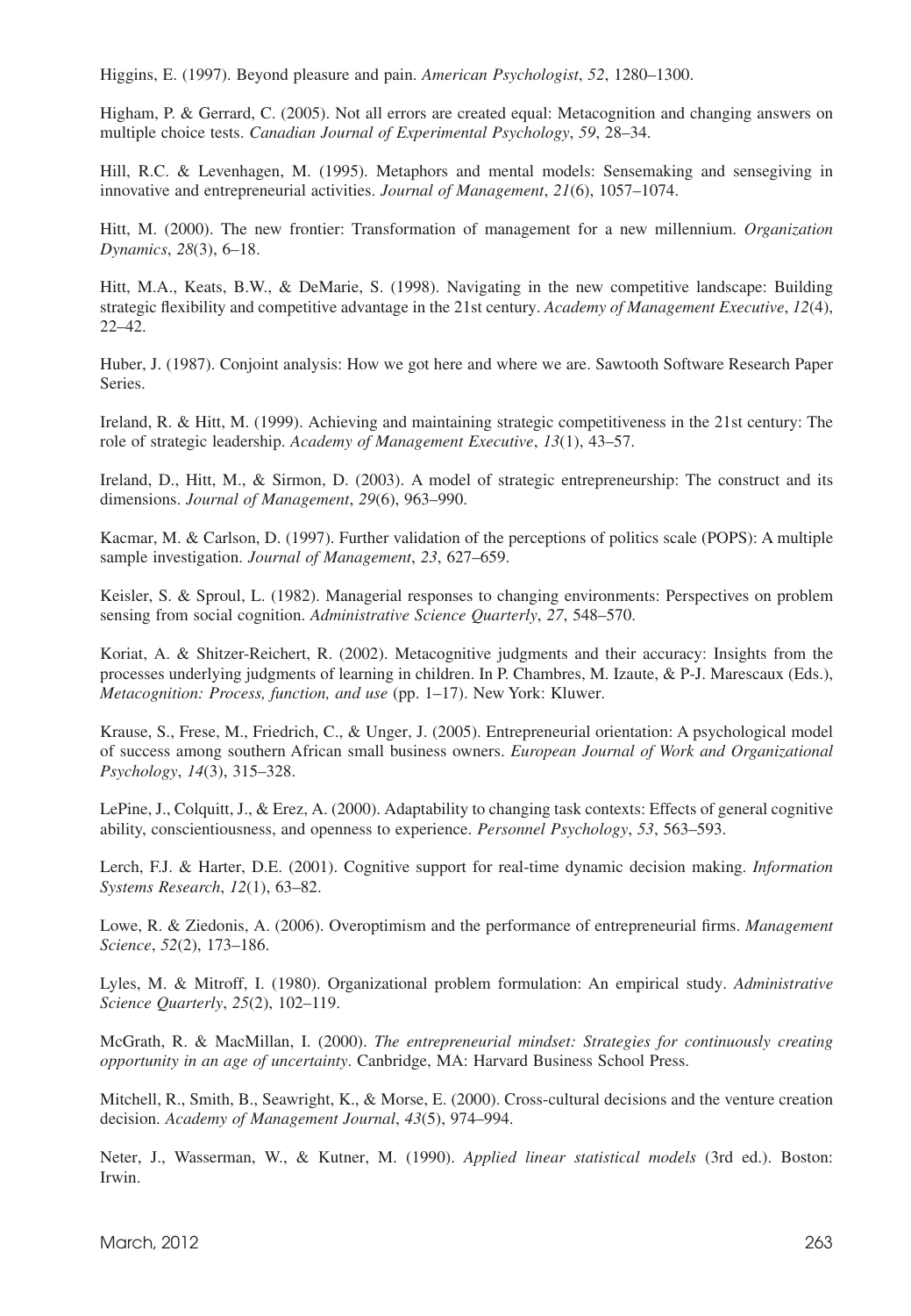Higgins, E. (1997). Beyond pleasure and pain. *American Psychologist*, *52*, 1280–1300.

Higham, P. & Gerrard, C. (2005). Not all errors are created equal: Metacognition and changing answers on multiple choice tests. *Canadian Journal of Experimental Psychology*, *59*, 28–34.

Hill, R.C. & Levenhagen, M. (1995). Metaphors and mental models: Sensemaking and sensegiving in innovative and entrepreneurial activities. *Journal of Management*, *21*(6), 1057–1074.

Hitt, M. (2000). The new frontier: Transformation of management for a new millennium. *Organization Dynamics*, *28*(3), 6–18.

Hitt, M.A., Keats, B.W., & DeMarie, S. (1998). Navigating in the new competitive landscape: Building strategic flexibility and competitive advantage in the 21st century. *Academy of Management Executive*, *12*(4), 22–42.

Huber, J. (1987). Conjoint analysis: How we got here and where we are. Sawtooth Software Research Paper Series.

Ireland, R. & Hitt, M. (1999). Achieving and maintaining strategic competitiveness in the 21st century: The role of strategic leadership. *Academy of Management Executive*, *13*(1), 43–57.

Ireland, D., Hitt, M., & Sirmon, D. (2003). A model of strategic entrepreneurship: The construct and its dimensions. *Journal of Management*, *29*(6), 963–990.

Kacmar, M. & Carlson, D. (1997). Further validation of the perceptions of politics scale (POPS): A multiple sample investigation. *Journal of Management*, *23*, 627–659.

Keisler, S. & Sproul, L. (1982). Managerial responses to changing environments: Perspectives on problem sensing from social cognition. *Administrative Science Quarterly*, *27*, 548–570.

Koriat, A. & Shitzer-Reichert, R. (2002). Metacognitive judgments and their accuracy: Insights from the processes underlying judgments of learning in children. In P. Chambres, M. Izaute, & P-J. Marescaux (Eds.), *Metacognition: Process, function, and use* (pp. 1–17). New York: Kluwer.

Krause, S., Frese, M., Friedrich, C., & Unger, J. (2005). Entrepreneurial orientation: A psychological model of success among southern African small business owners. *European Journal of Work and Organizational Psychology*, *14*(3), 315–328.

LePine, J., Colquitt, J., & Erez, A. (2000). Adaptability to changing task contexts: Effects of general cognitive ability, conscientiousness, and openness to experience. *Personnel Psychology*, *53*, 563–593.

Lerch, F.J. & Harter, D.E. (2001). Cognitive support for real-time dynamic decision making. *Information Systems Research*, *12*(1), 63–82.

Lowe, R. & Ziedonis, A. (2006). Overoptimism and the performance of entrepreneurial firms. *Management Science*, *52*(2), 173–186.

Lyles, M. & Mitroff, I. (1980). Organizational problem formulation: An empirical study. *Administrative Science Quarterly*, *25*(2), 102–119.

McGrath, R. & MacMillan, I. (2000). *The entrepreneurial mindset: Strategies for continuously creating opportunity in an age of uncertainty*. Canbridge, MA: Harvard Business School Press.

Mitchell, R., Smith, B., Seawright, K., & Morse, E. (2000). Cross-cultural decisions and the venture creation decision. *Academy of Management Journal*, *43*(5), 974–994.

Neter, J., Wasserman, W., & Kutner, M. (1990). *Applied linear statistical models* (3rd ed.). Boston: Irwin.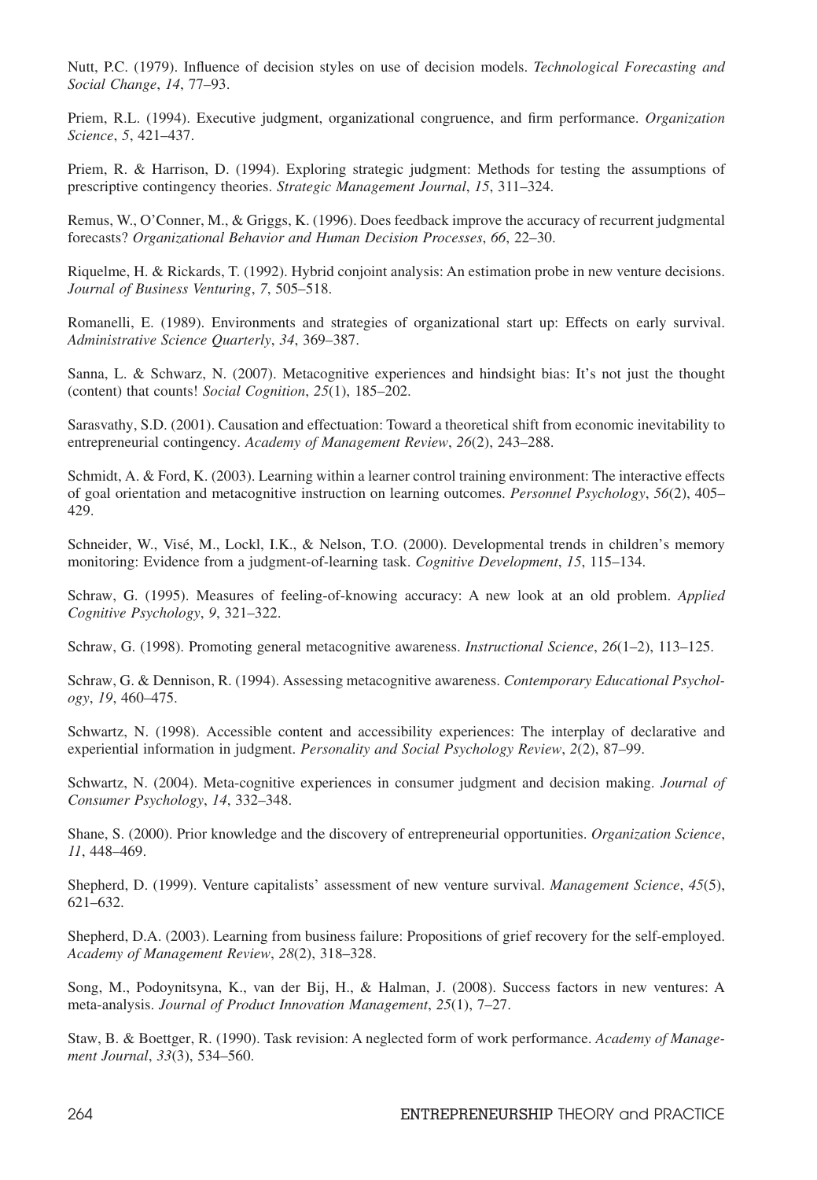Nutt, P.C. (1979). Influence of decision styles on use of decision models. *Technological Forecasting and Social Change*, *14*, 77–93.

Priem, R.L. (1994). Executive judgment, organizational congruence, and firm performance. *Organization Science*, *5*, 421–437.

Priem, R. & Harrison, D. (1994). Exploring strategic judgment: Methods for testing the assumptions of prescriptive contingency theories. *Strategic Management Journal*, *15*, 311–324.

Remus, W., O'Conner, M., & Griggs, K. (1996). Does feedback improve the accuracy of recurrent judgmental forecasts? *Organizational Behavior and Human Decision Processes*, *66*, 22–30.

Riquelme, H. & Rickards, T. (1992). Hybrid conjoint analysis: An estimation probe in new venture decisions. *Journal of Business Venturing*, *7*, 505–518.

Romanelli, E. (1989). Environments and strategies of organizational start up: Effects on early survival. *Administrative Science Quarterly*, *34*, 369–387.

Sanna, L. & Schwarz, N. (2007). Metacognitive experiences and hindsight bias: It's not just the thought (content) that counts! *Social Cognition*, *25*(1), 185–202.

Sarasvathy, S.D. (2001). Causation and effectuation: Toward a theoretical shift from economic inevitability to entrepreneurial contingency. *Academy of Management Review*, *26*(2), 243–288.

Schmidt, A. & Ford, K. (2003). Learning within a learner control training environment: The interactive effects of goal orientation and metacognitive instruction on learning outcomes. *Personnel Psychology*, *56*(2), 405–429.

Schneider, W., Visé, M., Lockl, I.K., & Nelson, T.O. (2000). Developmental trends in children's memory monitoring: Evidence from a judgment-of-learning task. *Cognitive Development*, *15*, 115–134.

Schraw, G. (1995). Measures of feeling-of-knowing accuracy: A new look at an old problem. *Applied Cognitive Psychology*, *9*, 321–322.

Schraw, G. (1998). Promoting general metacognitive awareness. *Instructional Science*, *26*(1–2), 113–125.

Schraw, G. & Dennison, R. (1994). Assessing metacognitive awareness. *Contemporary Educational Psychology*, *19*, 460–475.

Schwartz, N. (1998). Accessible content and accessibility experiences: The interplay of declarative and experiential information in judgment. *Personality and Social Psychology Review*, *2*(2), 87–99.

Schwartz, N. (2004). Meta-cognitive experiences in consumer judgment and decision making. *Journal of Consumer Psychology*, *14*, 332–348.

Shane, S. (2000). Prior knowledge and the discovery of entrepreneurial opportunities. *Organization Science*, *11*, 448–469.

Shepherd, D. (1999). Venture capitalists' assessment of new venture survival. *Management Science*, *45*(5), 621–632.

Shepherd, D.A. (2003). Learning from business failure: Propositions of grief recovery for the self-employed. *Academy of Management Review*, *28*(2), 318–328.

Song, M., Podoynitsyna, K., van der Bij, H., & Halman, J. (2008). Success factors in new ventures: A meta-analysis. *Journal of Product Innovation Management*, *25*(1), 7–27.

Staw, B. & Boettger, R. (1990). Task revision: A neglected form of work performance. *Academy of Management Journal*, *33*(3), 534–560.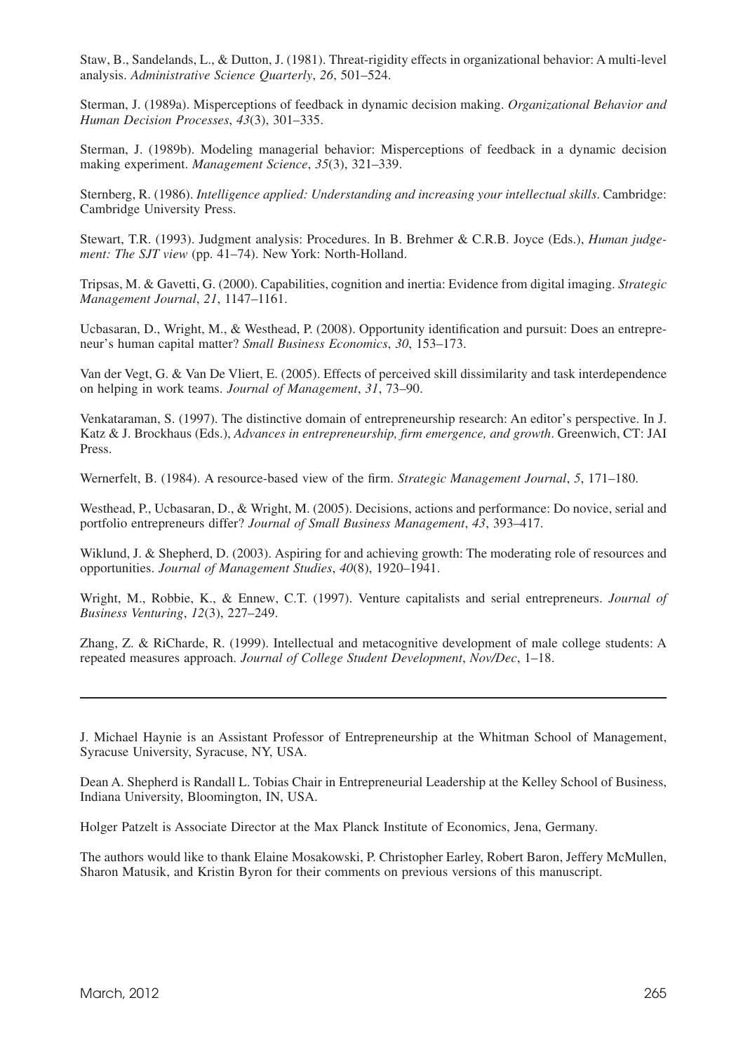Staw, B., Sandelands, L., & Dutton, J. (1981). Threat-rigidity effects in organizational behavior: A multi-level analysis. *Administrative Science Quarterly*, *26*, 501–524.

Sterman, J. (1989a). Misperceptions of feedback in dynamic decision making. *Organizational Behavior and Human Decision Processes*, *43*(3), 301–335.

Sterman, J. (1989b). Modeling managerial behavior: Misperceptions of feedback in a dynamic decision making experiment. *Management Science*, *35*(3), 321–339.

Sternberg, R. (1986). *Intelligence applied: Understanding and increasing your intellectual skills*. Cambridge: Cambridge University Press.

Stewart, T.R. (1993). Judgment analysis: Procedures. In B. Brehmer & C.R.B. Joyce (Eds.), *Human judgement: The SJT view* (pp. 41–74). New York: North-Holland.

Tripsas, M. & Gavetti, G. (2000). Capabilities, cognition and inertia: Evidence from digital imaging. *Strategic Management Journal*, *21*, 1147–1161.

Ucbasaran, D., Wright, M., & Westhead, P. (2008). Opportunity identification and pursuit: Does an entrepreneur's human capital matter? *Small Business Economics*, *30*, 153–173.

Van der Vegt, G. & Van De Vliert, E. (2005). Effects of perceived skill dissimilarity and task interdependence on helping in work teams. *Journal of Management*, *31*, 73–90.

Venkataraman, S. (1997). The distinctive domain of entrepreneurship research: An editor's perspective. In J. Katz & J. Brockhaus (Eds.), *Advances in entrepreneurship, firm emergence, and growth*. Greenwich, CT: JAI Press.

Wernerfelt, B. (1984). A resource-based view of the firm. *Strategic Management Journal*, *5*, 171–180.

Westhead, P., Ucbasaran, D., & Wright, M. (2005). Decisions, actions and performance: Do novice, serial and portfolio entrepreneurs differ? *Journal of Small Business Management*, *43*, 393–417.

Wiklund, J. & Shepherd, D. (2003). Aspiring for and achieving growth: The moderating role of resources and opportunities. *Journal of Management Studies*, *40*(8), 1920–1941.

Wright, M., Robbie, K., & Ennew, C.T. (1997). Venture capitalists and serial entrepreneurs. *Journal of Business Venturing*, *12*(3), 227–249.

Zhang, Z. & RiCharde, R. (1999). Intellectual and metacognitive development of male college students: A repeated measures approach. *Journal of College Student Development*, *Nov/Dec*, 1–18.

---

J. Michael Haynie is an Assistant Professor of Entrepreneurship at the Whitman School of Management, Syracuse University, Syracuse, NY, USA.

Dean A. Shepherd is Randall L. Tobias Chair in Entrepreneurial Leadership at the Kelley School of Business, Indiana University, Bloomington, IN, USA.

Holger Patzelt is Associate Director at the Max Planck Institute of Economics, Jena, Germany.

The authors would like to thank Elaine Mosakowski, P. Christopher Earley, Robert Baron, Jeffery McMullen, Sharon Matusik, and Kristin Byron for their comments on previous versions of this manuscript.